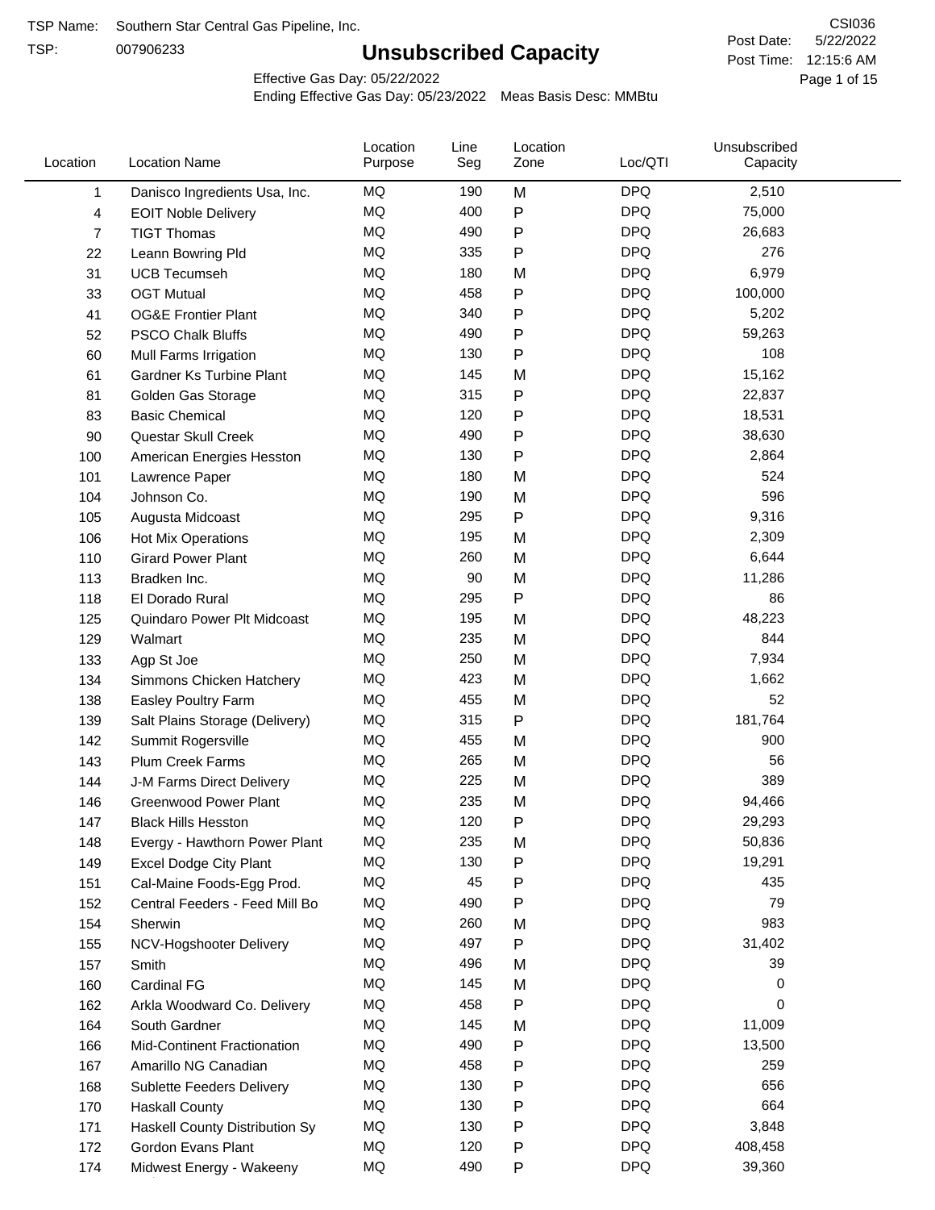TSP Name: Southern Star Central Gas Pipeline, Inc.

TSP: 007906233

# Unsubscribed Capacity

CSI036

Post Date: 5/22/2022

Post Time: 12:15:6 AM

Effective Gas Day: 05/22/2022

Ending Effective Gas Day: 05/23/2022 Meas Basis Desc: MMBtu

| Location | Location Name | Location Purpose | Line Seg | Location Zone | Loc/QTI | Unsubscribed Capacity |
|---|---|---|---|---|---|---|
| 1 | Danisco Ingredients Usa, Inc. | MQ | 190 | M | DPQ | 2,510 |
| 4 | EOIT Noble Delivery | MQ | 400 | P | DPQ | 75,000 |
| 7 | TIGT Thomas | MQ | 490 | P | DPQ | 26,683 |
| 22 | Leann Bowring Pld | MQ | 335 | P | DPQ | 276 |
| 31 | UCB Tecumseh | MQ | 180 | M | DPQ | 6,979 |
| 33 | OGT Mutual | MQ | 458 | P | DPQ | 100,000 |
| 41 | OG&E Frontier Plant | MQ | 340 | P | DPQ | 5,202 |
| 52 | PSCO Chalk Bluffs | MQ | 490 | P | DPQ | 59,263 |
| 60 | Mull Farms Irrigation | MQ | 130 | P | DPQ | 108 |
| 61 | Gardner Ks Turbine Plant | MQ | 145 | M | DPQ | 15,162 |
| 81 | Golden Gas Storage | MQ | 315 | P | DPQ | 22,837 |
| 83 | Basic Chemical | MQ | 120 | P | DPQ | 18,531 |
| 90 | Questar Skull Creek | MQ | 490 | P | DPQ | 38,630 |
| 100 | American Energies Hesston | MQ | 130 | P | DPQ | 2,864 |
| 101 | Lawrence Paper | MQ | 180 | M | DPQ | 524 |
| 104 | Johnson Co. | MQ | 190 | M | DPQ | 596 |
| 105 | Augusta Midcoast | MQ | 295 | P | DPQ | 9,316 |
| 106 | Hot Mix Operations | MQ | 195 | M | DPQ | 2,309 |
| 110 | Girard Power Plant | MQ | 260 | M | DPQ | 6,644 |
| 113 | Bradken Inc. | MQ | 90 | M | DPQ | 11,286 |
| 118 | El Dorado Rural | MQ | 295 | P | DPQ | 86 |
| 125 | Quindaro Power Plt Midcoast | MQ | 195 | M | DPQ | 48,223 |
| 129 | Walmart | MQ | 235 | M | DPQ | 844 |
| 133 | Agp St Joe | MQ | 250 | M | DPQ | 7,934 |
| 134 | Simmons Chicken Hatchery | MQ | 423 | M | DPQ | 1,662 |
| 138 | Easley Poultry Farm | MQ | 455 | M | DPQ | 52 |
| 139 | Salt Plains Storage (Delivery) | MQ | 315 | P | DPQ | 181,764 |
| 142 | Summit Rogersville | MQ | 455 | M | DPQ | 900 |
| 143 | Plum Creek Farms | MQ | 265 | M | DPQ | 56 |
| 144 | J-M Farms Direct Delivery | MQ | 225 | M | DPQ | 389 |
| 146 | Greenwood Power Plant | MQ | 235 | M | DPQ | 94,466 |
| 147 | Black Hills Hesston | MQ | 120 | P | DPQ | 29,293 |
| 148 | Evergy - Hawthorn Power Plant | MQ | 235 | M | DPQ | 50,836 |
| 149 | Excel Dodge City Plant | MQ | 130 | P | DPQ | 19,291 |
| 151 | Cal-Maine Foods-Egg Prod. | MQ | 45 | P | DPQ | 435 |
| 152 | Central Feeders - Feed Mill Bo | MQ | 490 | P | DPQ | 79 |
| 154 | Sherwin | MQ | 260 | M | DPQ | 983 |
| 155 | NCV-Hogshooter Delivery | MQ | 497 | P | DPQ | 31,402 |
| 157 | Smith | MQ | 496 | M | DPQ | 39 |
| 160 | Cardinal FG | MQ | 145 | M | DPQ | 0 |
| 162 | Arkla Woodward Co. Delivery | MQ | 458 | P | DPQ | 0 |
| 164 | South Gardner | MQ | 145 | M | DPQ | 11,009 |
| 166 | Mid-Continent Fractionation | MQ | 490 | P | DPQ | 13,500 |
| 167 | Amarillo NG Canadian | MQ | 458 | P | DPQ | 259 |
| 168 | Sublette Feeders Delivery | MQ | 130 | P | DPQ | 656 |
| 170 | Haskall County | MQ | 130 | P | DPQ | 664 |
| 171 | Haskall County Distribution Sy | MQ | 130 | P | DPQ | 3,848 |
| 172 | Gordon Evans Plant | MQ | 120 | P | DPQ | 408,458 |
| 174 | Midwest Energy - Wakeeny | MQ | 490 | P | DPQ | 39,360 |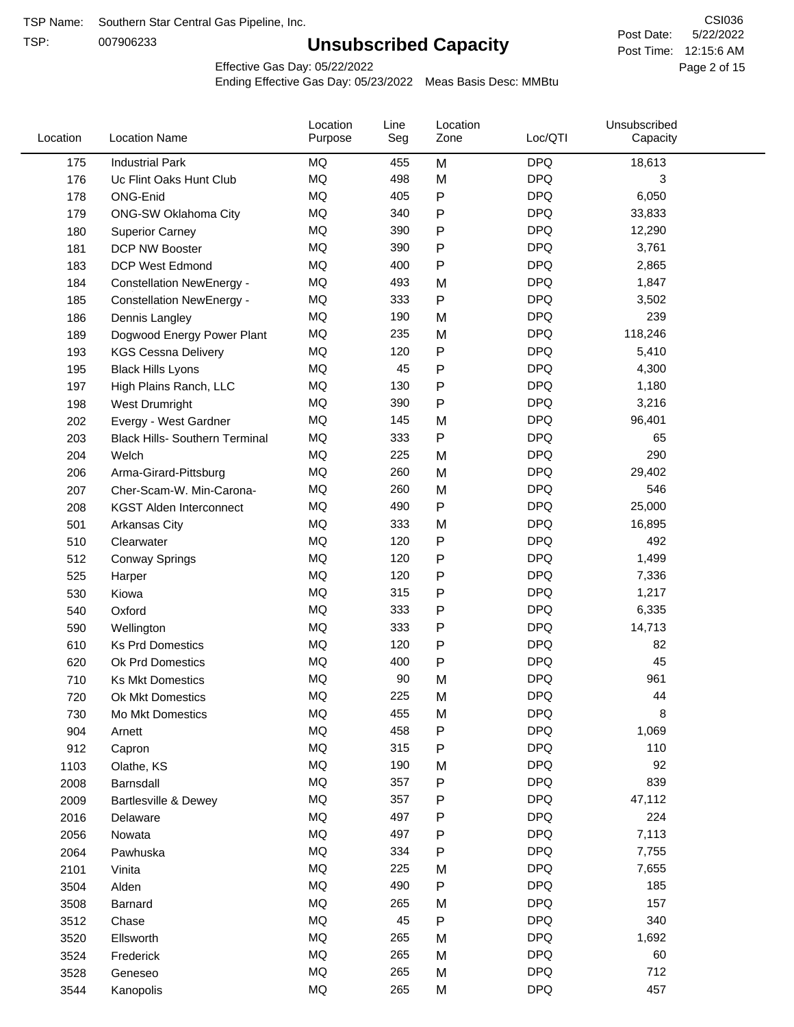TSP Name: Southern Star Central Gas Pipeline, Inc.

TSP: 007906233

# Unsubscribed Capacity

CSI036

Post Date: 5/22/2022

Post Time: 12:15:6 AM

Effective Gas Day: 05/22/2022

Ending Effective Gas Day: 05/23/2022 Meas Basis Desc: MMBtu

| Location | Location Name | Location Purpose | Line Seg | Location Zone | Loc/QTI | Unsubscribed Capacity |
|---|---|---|---|---|---|---|
| 175 | Industrial Park | MQ | 455 | M | DPQ | 18,613 |
| 176 | Uc Flint Oaks Hunt Club | MQ | 498 | M | DPQ | 3 |
| 178 | ONG-Enid | MQ | 405 | P | DPQ | 6,050 |
| 179 | ONG-SW Oklahoma City | MQ | 340 | P | DPQ | 33,833 |
| 180 | Superior Carney | MQ | 390 | P | DPQ | 12,290 |
| 181 | DCP NW Booster | MQ | 390 | P | DPQ | 3,761 |
| 183 | DCP West Edmond | MQ | 400 | P | DPQ | 2,865 |
| 184 | Constellation NewEnergy - | MQ | 493 | M | DPQ | 1,847 |
| 185 | Constellation NewEnergy - | MQ | 333 | P | DPQ | 3,502 |
| 186 | Dennis Langley | MQ | 190 | M | DPQ | 239 |
| 189 | Dogwood Energy Power Plant | MQ | 235 | M | DPQ | 118,246 |
| 193 | KGS Cessna Delivery | MQ | 120 | P | DPQ | 5,410 |
| 195 | Black Hills Lyons | MQ | 45 | P | DPQ | 4,300 |
| 197 | High Plains Ranch, LLC | MQ | 130 | P | DPQ | 1,180 |
| 198 | West Drumright | MQ | 390 | P | DPQ | 3,216 |
| 202 | Evergy - West Gardner | MQ | 145 | M | DPQ | 96,401 |
| 203 | Black Hills- Southern Terminal | MQ | 333 | P | DPQ | 65 |
| 204 | Welch | MQ | 225 | M | DPQ | 290 |
| 206 | Arma-Girard-Pittsburg | MQ | 260 | M | DPQ | 29,402 |
| 207 | Cher-Scam-W. Min-Carona- | MQ | 260 | M | DPQ | 546 |
| 208 | KGST Alden Interconnect | MQ | 490 | P | DPQ | 25,000 |
| 501 | Arkansas City | MQ | 333 | M | DPQ | 16,895 |
| 510 | Clearwater | MQ | 120 | P | DPQ | 492 |
| 512 | Conway Springs | MQ | 120 | P | DPQ | 1,499 |
| 525 | Harper | MQ | 120 | P | DPQ | 7,336 |
| 530 | Kiowa | MQ | 315 | P | DPQ | 1,217 |
| 540 | Oxford | MQ | 333 | P | DPQ | 6,335 |
| 590 | Wellington | MQ | 333 | P | DPQ | 14,713 |
| 610 | Ks Prd Domestics | MQ | 120 | P | DPQ | 82 |
| 620 | Ok Prd Domestics | MQ | 400 | P | DPQ | 45 |
| 710 | Ks Mkt Domestics | MQ | 90 | M | DPQ | 961 |
| 720 | Ok Mkt Domestics | MQ | 225 | M | DPQ | 44 |
| 730 | Mo Mkt Domestics | MQ | 455 | M | DPQ | 8 |
| 904 | Arnett | MQ | 458 | P | DPQ | 1,069 |
| 912 | Capron | MQ | 315 | P | DPQ | 110 |
| 1103 | Olathe, KS | MQ | 190 | M | DPQ | 92 |
| 2008 | Barnsdall | MQ | 357 | P | DPQ | 839 |
| 2009 | Bartlesville & Dewey | MQ | 357 | P | DPQ | 47,112 |
| 2016 | Delaware | MQ | 497 | P | DPQ | 224 |
| 2056 | Nowata | MQ | 497 | P | DPQ | 7,113 |
| 2064 | Pawhuska | MQ | 334 | P | DPQ | 7,755 |
| 2101 | Vinita | MQ | 225 | M | DPQ | 7,655 |
| 3504 | Alden | MQ | 490 | P | DPQ | 185 |
| 3508 | Barnard | MQ | 265 | M | DPQ | 157 |
| 3512 | Chase | MQ | 45 | P | DPQ | 340 |
| 3520 | Ellsworth | MQ | 265 | M | DPQ | 1,692 |
| 3524 | Frederick | MQ | 265 | M | DPQ | 60 |
| 3528 | Geneseo | MQ | 265 | M | DPQ | 712 |
| 3544 | Kanopolis | MQ | 265 | M | DPQ | 457 |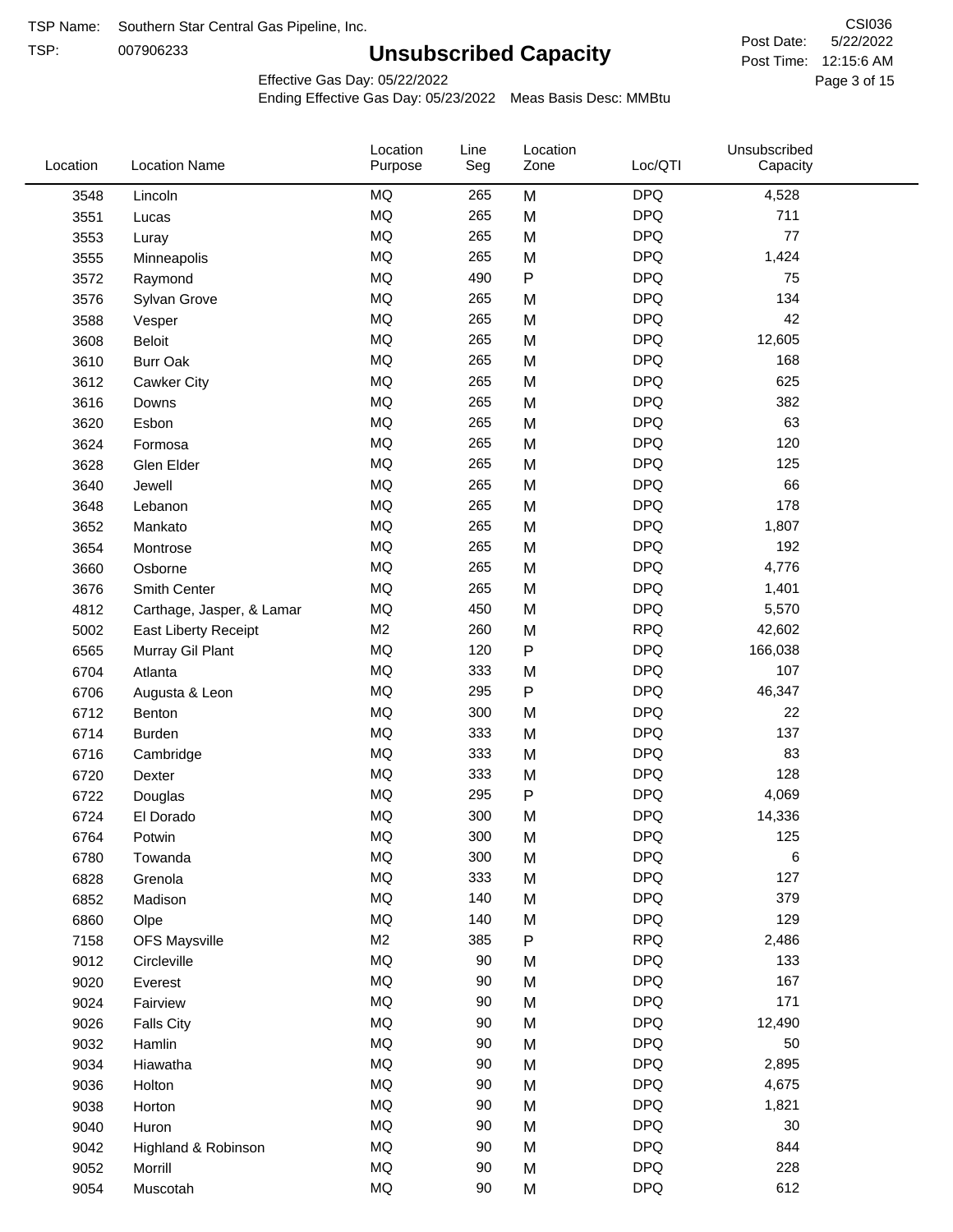TSP Name: Southern Star Central Gas Pipeline, Inc.
TSP: 007906233

# Unsubscribed Capacity

CSI036
Post Date: 5/22/2022
Post Time: 12:15:6 AM

Effective Gas Day: 05/22/2022
Ending Effective Gas Day: 05/23/2022 Meas Basis Desc: MMBtu

| Location | Location Name | Location Purpose | Line Seg | Location Zone | Loc/QTI | Unsubscribed Capacity |
|---|---|---|---|---|---|---|
| 3548 | Lincoln | MQ | 265 | M | DPQ | 4,528 |
| 3551 | Lucas | MQ | 265 | M | DPQ | 711 |
| 3553 | Luray | MQ | 265 | M | DPQ | 77 |
| 3555 | Minneapolis | MQ | 265 | M | DPQ | 1,424 |
| 3572 | Raymond | MQ | 490 | P | DPQ | 75 |
| 3576 | Sylvan Grove | MQ | 265 | M | DPQ | 134 |
| 3588 | Vesper | MQ | 265 | M | DPQ | 42 |
| 3608 | Beloit | MQ | 265 | M | DPQ | 12,605 |
| 3610 | Burr Oak | MQ | 265 | M | DPQ | 168 |
| 3612 | Cawker City | MQ | 265 | M | DPQ | 625 |
| 3616 | Downs | MQ | 265 | M | DPQ | 382 |
| 3620 | Esbon | MQ | 265 | M | DPQ | 63 |
| 3624 | Formosa | MQ | 265 | M | DPQ | 120 |
| 3628 | Glen Elder | MQ | 265 | M | DPQ | 125 |
| 3640 | Jewell | MQ | 265 | M | DPQ | 66 |
| 3648 | Lebanon | MQ | 265 | M | DPQ | 178 |
| 3652 | Mankato | MQ | 265 | M | DPQ | 1,807 |
| 3654 | Montrose | MQ | 265 | M | DPQ | 192 |
| 3660 | Osborne | MQ | 265 | M | DPQ | 4,776 |
| 3676 | Smith Center | MQ | 265 | M | DPQ | 1,401 |
| 4812 | Carthage, Jasper, & Lamar | MQ | 450 | M | DPQ | 5,570 |
| 5002 | East Liberty Receipt | M2 | 260 | M | RPQ | 42,602 |
| 6565 | Murray Gil Plant | MQ | 120 | P | DPQ | 166,038 |
| 6704 | Atlanta | MQ | 333 | M | DPQ | 107 |
| 6706 | Augusta & Leon | MQ | 295 | P | DPQ | 46,347 |
| 6712 | Benton | MQ | 300 | M | DPQ | 22 |
| 6714 | Burden | MQ | 333 | M | DPQ | 137 |
| 6716 | Cambridge | MQ | 333 | M | DPQ | 83 |
| 6720 | Dexter | MQ | 333 | M | DPQ | 128 |
| 6722 | Douglas | MQ | 295 | P | DPQ | 4,069 |
| 6724 | El Dorado | MQ | 300 | M | DPQ | 14,336 |
| 6764 | Potwin | MQ | 300 | M | DPQ | 125 |
| 6780 | Towanda | MQ | 300 | M | DPQ | 6 |
| 6828 | Grenola | MQ | 333 | M | DPQ | 127 |
| 6852 | Madison | MQ | 140 | M | DPQ | 379 |
| 6860 | Olpe | MQ | 140 | M | DPQ | 129 |
| 7158 | OFS Maysville | M2 | 385 | P | RPQ | 2,486 |
| 9012 | Circleville | MQ | 90 | M | DPQ | 133 |
| 9020 | Everest | MQ | 90 | M | DPQ | 167 |
| 9024 | Fairview | MQ | 90 | M | DPQ | 171 |
| 9026 | Falls City | MQ | 90 | M | DPQ | 12,490 |
| 9032 | Hamlin | MQ | 90 | M | DPQ | 50 |
| 9034 | Hiawatha | MQ | 90 | M | DPQ | 2,895 |
| 9036 | Holton | MQ | 90 | M | DPQ | 4,675 |
| 9038 | Horton | MQ | 90 | M | DPQ | 1,821 |
| 9040 | Huron | MQ | 90 | M | DPQ | 30 |
| 9042 | Highland & Robinson | MQ | 90 | M | DPQ | 844 |
| 9052 | Morrill | MQ | 90 | M | DPQ | 228 |
| 9054 | Muscotah | MQ | 90 | M | DPQ | 612 |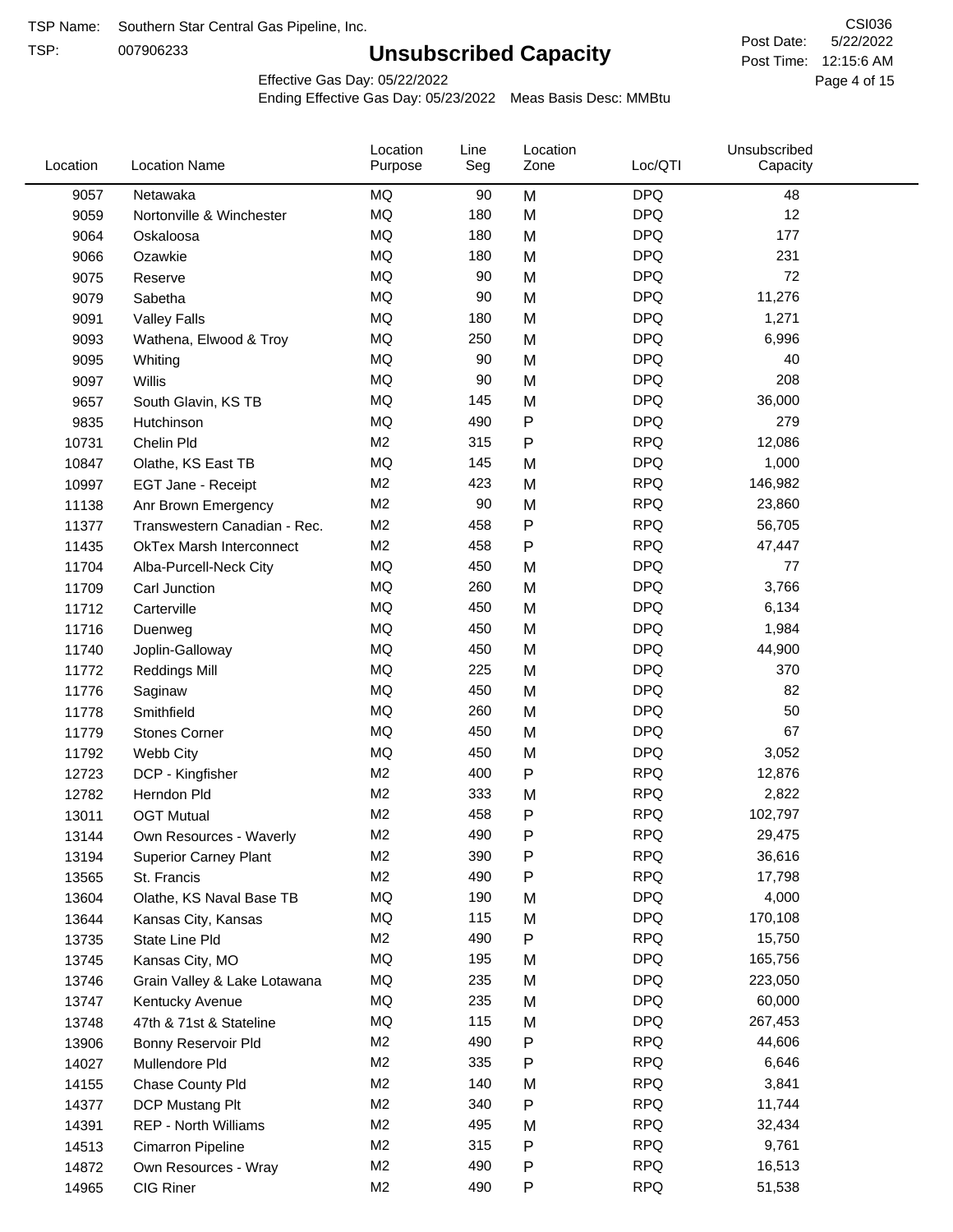TSP Name: Southern Star Central Gas Pipeline, Inc.

TSP: 007906233

# Unsubscribed Capacity

CSI036

Post Date: 5/22/2022

Post Time: 12:15:6 AM

Effective Gas Day: 05/22/2022

Ending Effective Gas Day: 05/23/2022 Meas Basis Desc: MMBtu

| Location | Location Name | Location Purpose | Line Seg | Location Zone | Loc/QTI | Unsubscribed Capacity |
|---|---|---|---|---|---|---|
| 9057 | Netawaka | MQ | 90 | M | DPQ | 48 |
| 9059 | Nortonville & Winchester | MQ | 180 | M | DPQ | 12 |
| 9064 | Oskaloosa | MQ | 180 | M | DPQ | 177 |
| 9066 | Ozawkie | MQ | 180 | M | DPQ | 231 |
| 9075 | Reserve | MQ | 90 | M | DPQ | 72 |
| 9079 | Sabetha | MQ | 90 | M | DPQ | 11,276 |
| 9091 | Valley Falls | MQ | 180 | M | DPQ | 1,271 |
| 9093 | Wathena, Elwood & Troy | MQ | 250 | M | DPQ | 6,996 |
| 9095 | Whiting | MQ | 90 | M | DPQ | 40 |
| 9097 | Willis | MQ | 90 | M | DPQ | 208 |
| 9657 | South Glavin, KS TB | MQ | 145 | M | DPQ | 36,000 |
| 9835 | Hutchinson | MQ | 490 | P | DPQ | 279 |
| 10731 | Chelin Pld | M2 | 315 | P | RPQ | 12,086 |
| 10847 | Olathe, KS East TB | MQ | 145 | M | DPQ | 1,000 |
| 10997 | EGT Jane - Receipt | M2 | 423 | M | RPQ | 146,982 |
| 11138 | Anr Brown Emergency | M2 | 90 | M | RPQ | 23,860 |
| 11377 | Transwestern Canadian - Rec. | M2 | 458 | P | RPQ | 56,705 |
| 11435 | OkTex Marsh Interconnect | M2 | 458 | P | RPQ | 47,447 |
| 11704 | Alba-Purcell-Neck City | MQ | 450 | M | DPQ | 77 |
| 11709 | Carl Junction | MQ | 260 | M | DPQ | 3,766 |
| 11712 | Carterville | MQ | 450 | M | DPQ | 6,134 |
| 11716 | Duenweg | MQ | 450 | M | DPQ | 1,984 |
| 11740 | Joplin-Galloway | MQ | 450 | M | DPQ | 44,900 |
| 11772 | Reddings Mill | MQ | 225 | M | DPQ | 370 |
| 11776 | Saginaw | MQ | 450 | M | DPQ | 82 |
| 11778 | Smithfield | MQ | 260 | M | DPQ | 50 |
| 11779 | Stones Corner | MQ | 450 | M | DPQ | 67 |
| 11792 | Webb City | MQ | 450 | M | DPQ | 3,052 |
| 12723 | DCP - Kingfisher | M2 | 400 | P | RPQ | 12,876 |
| 12782 | Herndon Pld | M2 | 333 | M | RPQ | 2,822 |
| 13011 | OGT Mutual | M2 | 458 | P | RPQ | 102,797 |
| 13144 | Own Resources - Waverly | M2 | 490 | P | RPQ | 29,475 |
| 13194 | Superior Carney Plant | M2 | 390 | P | RPQ | 36,616 |
| 13565 | St. Francis | M2 | 490 | P | RPQ | 17,798 |
| 13604 | Olathe, KS Naval Base TB | MQ | 190 | M | DPQ | 4,000 |
| 13644 | Kansas City, Kansas | MQ | 115 | M | DPQ | 170,108 |
| 13735 | State Line Pld | M2 | 490 | P | RPQ | 15,750 |
| 13745 | Kansas City, MO | MQ | 195 | M | DPQ | 165,756 |
| 13746 | Grain Valley & Lake Lotawana | MQ | 235 | M | DPQ | 223,050 |
| 13747 | Kentucky Avenue | MQ | 235 | M | DPQ | 60,000 |
| 13748 | 47th & 71st & Stateline | MQ | 115 | M | DPQ | 267,453 |
| 13906 | Bonny Reservoir Pld | M2 | 490 | P | RPQ | 44,606 |
| 14027 | Mullendore Pld | M2 | 335 | P | RPQ | 6,646 |
| 14155 | Chase County Pld | M2 | 140 | M | RPQ | 3,841 |
| 14377 | DCP Mustang Plt | M2 | 340 | P | RPQ | 11,744 |
| 14391 | REP - North Williams | M2 | 495 | M | RPQ | 32,434 |
| 14513 | Cimarron Pipeline | M2 | 315 | P | RPQ | 9,761 |
| 14872 | Own Resources - Wray | M2 | 490 | P | RPQ | 16,513 |
| 14965 | CIG Riner | M2 | 490 | P | RPQ | 51,538 |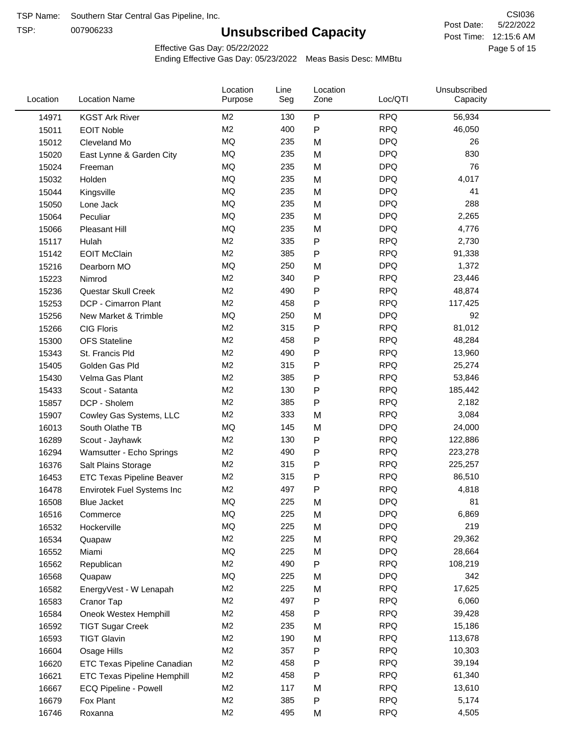TSP Name: Southern Star Central Gas Pipeline, Inc.

TSP: 007906233

# Unsubscribed Capacity

CSI036

Post Date: 5/22/2022

Post Time: 12:15:6 AM

Effective Gas Day: 05/22/2022

Ending Effective Gas Day: 05/23/2022 Meas Basis Desc: MMBtu

| Location | Location Name | Location Purpose | Line Seg | Location Zone | Loc/QTI | Unsubscribed Capacity |
|---|---|---|---|---|---|---|
| 14971 | KGST Ark River | M2 | 130 | P | RPQ | 56,934 |
| 15011 | EOIT Noble | M2 | 400 | P | RPQ | 46,050 |
| 15012 | Cleveland Mo | MQ | 235 | M | DPQ | 26 |
| 15020 | East Lynne & Garden City | MQ | 235 | M | DPQ | 830 |
| 15024 | Freeman | MQ | 235 | M | DPQ | 76 |
| 15032 | Holden | MQ | 235 | M | DPQ | 4,017 |
| 15044 | Kingsville | MQ | 235 | M | DPQ | 41 |
| 15050 | Lone Jack | MQ | 235 | M | DPQ | 288 |
| 15064 | Peculiar | MQ | 235 | M | DPQ | 2,265 |
| 15066 | Pleasant Hill | MQ | 235 | M | DPQ | 4,776 |
| 15117 | Hulah | M2 | 335 | P | RPQ | 2,730 |
| 15142 | EOIT McClain | M2 | 385 | P | RPQ | 91,338 |
| 15216 | Dearborn MO | MQ | 250 | M | DPQ | 1,372 |
| 15223 | Nimrod | M2 | 340 | P | RPQ | 23,446 |
| 15236 | Questar Skull Creek | M2 | 490 | P | RPQ | 48,874 |
| 15253 | DCP - Cimarron Plant | M2 | 458 | P | RPQ | 117,425 |
| 15256 | New Market & Trimble | MQ | 250 | M | DPQ | 92 |
| 15266 | CIG Floris | M2 | 315 | P | RPQ | 81,012 |
| 15300 | OFS Stateline | M2 | 458 | P | RPQ | 48,284 |
| 15343 | St. Francis Pld | M2 | 490 | P | RPQ | 13,960 |
| 15405 | Golden Gas Pld | M2 | 315 | P | RPQ | 25,274 |
| 15430 | Velma Gas Plant | M2 | 385 | P | RPQ | 53,846 |
| 15433 | Scout - Satanta | M2 | 130 | P | RPQ | 185,442 |
| 15857 | DCP - Sholem | M2 | 385 | P | RPQ | 2,182 |
| 15907 | Cowley Gas Systems, LLC | M2 | 333 | M | RPQ | 3,084 |
| 16013 | South Olathe TB | MQ | 145 | M | DPQ | 24,000 |
| 16289 | Scout - Jayhawk | M2 | 130 | P | RPQ | 122,886 |
| 16294 | Wamsutter - Echo Springs | M2 | 490 | P | RPQ | 223,278 |
| 16376 | Salt Plains Storage | M2 | 315 | P | RPQ | 225,257 |
| 16453 | ETC Texas Pipeline Beaver | M2 | 315 | P | RPQ | 86,510 |
| 16478 | Envirotek Fuel Systems Inc | M2 | 497 | P | RPQ | 4,818 |
| 16508 | Blue Jacket | MQ | 225 | M | DPQ | 81 |
| 16516 | Commerce | MQ | 225 | M | DPQ | 6,869 |
| 16532 | Hockerville | MQ | 225 | M | DPQ | 219 |
| 16534 | Quapaw | M2 | 225 | M | RPQ | 29,362 |
| 16552 | Miami | MQ | 225 | M | DPQ | 28,664 |
| 16562 | Republican | M2 | 490 | P | RPQ | 108,219 |
| 16568 | Quapaw | MQ | 225 | M | DPQ | 342 |
| 16582 | EnergyVest - W Lenapah | M2 | 225 | M | RPQ | 17,625 |
| 16583 | Cranor Tap | M2 | 497 | P | RPQ | 6,060 |
| 16584 | Oneok Westex Hemphill | M2 | 458 | P | RPQ | 39,428 |
| 16592 | TIGT Sugar Creek | M2 | 235 | M | RPQ | 15,186 |
| 16593 | TIGT Glavin | M2 | 190 | M | RPQ | 113,678 |
| 16604 | Osage Hills | M2 | 357 | P | RPQ | 10,303 |
| 16620 | ETC Texas Pipeline Canadian | M2 | 458 | P | RPQ | 39,194 |
| 16621 | ETC Texas Pipeline Hemphill | M2 | 458 | P | RPQ | 61,340 |
| 16667 | ECQ Pipeline - Powell | M2 | 117 | M | RPQ | 13,610 |
| 16679 | Fox Plant | M2 | 385 | P | RPQ | 5,174 |
| 16746 | Roxanna | M2 | 495 | M | RPQ | 4,505 |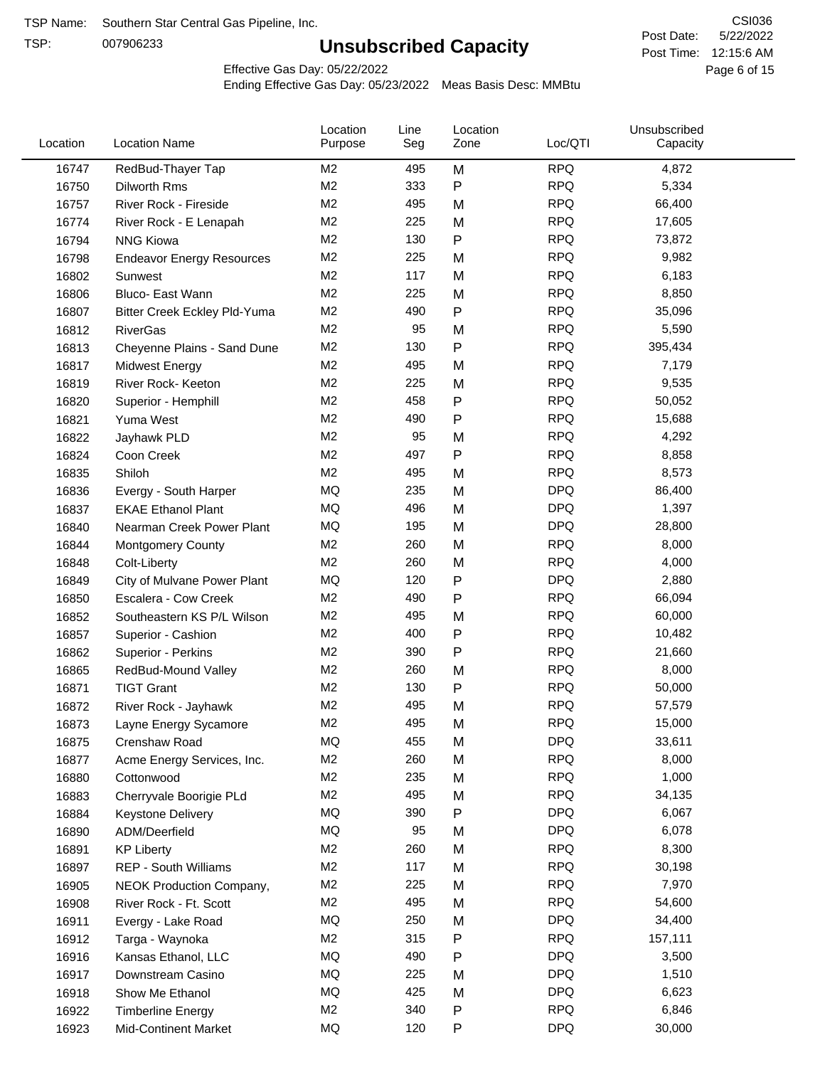TSP Name: Southern Star Central Gas Pipeline, Inc.

TSP: 007906233

# Unsubscribed Capacity

CSI036

Post Date: 5/22/2022

Post Time: 12:15:6 AM

Effective Gas Day: 05/22/2022

Ending Effective Gas Day: 05/23/2022 Meas Basis Desc: MMBtu

| Location | Location Name | Location Purpose | Line Seg | Location Zone | Loc/QTI | Unsubscribed Capacity |
|---|---|---|---|---|---|---|
| 16747 | RedBud-Thayer Tap | M2 | 495 | M | RPQ | 4,872 |
| 16750 | Dilworth Rms | M2 | 333 | P | RPQ | 5,334 |
| 16757 | River Rock - Fireside | M2 | 495 | M | RPQ | 66,400 |
| 16774 | River Rock - E Lenapah | M2 | 225 | M | RPQ | 17,605 |
| 16794 | NNG Kiowa | M2 | 130 | P | RPQ | 73,872 |
| 16798 | Endeavor Energy Resources | M2 | 225 | M | RPQ | 9,982 |
| 16802 | Sunwest | M2 | 117 | M | RPQ | 6,183 |
| 16806 | Bluco- East Wann | M2 | 225 | M | RPQ | 8,850 |
| 16807 | Bitter Creek Eckley Pld-Yuma | M2 | 490 | P | RPQ | 35,096 |
| 16812 | RiverGas | M2 | 95 | M | RPQ | 5,590 |
| 16813 | Cheyenne Plains - Sand Dune | M2 | 130 | P | RPQ | 395,434 |
| 16817 | Midwest Energy | M2 | 495 | M | RPQ | 7,179 |
| 16819 | River Rock- Keeton | M2 | 225 | M | RPQ | 9,535 |
| 16820 | Superior - Hemphill | M2 | 458 | P | RPQ | 50,052 |
| 16821 | Yuma West | M2 | 490 | P | RPQ | 15,688 |
| 16822 | Jayhawk PLD | M2 | 95 | M | RPQ | 4,292 |
| 16824 | Coon Creek | M2 | 497 | P | RPQ | 8,858 |
| 16835 | Shiloh | M2 | 495 | M | RPQ | 8,573 |
| 16836 | Evergy - South Harper | MQ | 235 | M | DPQ | 86,400 |
| 16837 | EKAE Ethanol Plant | MQ | 496 | M | DPQ | 1,397 |
| 16840 | Nearman Creek Power Plant | MQ | 195 | M | DPQ | 28,800 |
| 16844 | Montgomery County | M2 | 260 | M | RPQ | 8,000 |
| 16848 | Colt-Liberty | M2 | 260 | M | RPQ | 4,000 |
| 16849 | City of Mulvane Power Plant | MQ | 120 | P | DPQ | 2,880 |
| 16850 | Escalera - Cow Creek | M2 | 490 | P | RPQ | 66,094 |
| 16852 | Southeastern KS P/L Wilson | M2 | 495 | M | RPQ | 60,000 |
| 16857 | Superior - Cashion | M2 | 400 | P | RPQ | 10,482 |
| 16862 | Superior - Perkins | M2 | 390 | P | RPQ | 21,660 |
| 16865 | RedBud-Mound Valley | M2 | 260 | M | RPQ | 8,000 |
| 16871 | TIGT Grant | M2 | 130 | P | RPQ | 50,000 |
| 16872 | River Rock - Jayhawk | M2 | 495 | M | RPQ | 57,579 |
| 16873 | Layne Energy Sycamore | M2 | 495 | M | RPQ | 15,000 |
| 16875 | Crenshaw Road | MQ | 455 | M | DPQ | 33,611 |
| 16877 | Acme Energy Services, Inc. | M2 | 260 | M | RPQ | 8,000 |
| 16880 | Cottonwood | M2 | 235 | M | RPQ | 1,000 |
| 16883 | Cherryvale Boorigie PLd | M2 | 495 | M | RPQ | 34,135 |
| 16884 | Keystone Delivery | MQ | 390 | P | DPQ | 6,067 |
| 16890 | ADM/Deerfield | MQ | 95 | M | DPQ | 6,078 |
| 16891 | KP Liberty | M2 | 260 | M | RPQ | 8,300 |
| 16897 | REP - South Williams | M2 | 117 | M | RPQ | 30,198 |
| 16905 | NEOK Production Company, | M2 | 225 | M | RPQ | 7,970 |
| 16908 | River Rock - Ft. Scott | M2 | 495 | M | RPQ | 54,600 |
| 16911 | Evergy - Lake Road | MQ | 250 | M | DPQ | 34,400 |
| 16912 | Targa - Waynoka | M2 | 315 | P | RPQ | 157,111 |
| 16916 | Kansas Ethanol, LLC | MQ | 490 | P | DPQ | 3,500 |
| 16917 | Downstream Casino | MQ | 225 | M | DPQ | 1,510 |
| 16918 | Show Me Ethanol | MQ | 425 | M | DPQ | 6,623 |
| 16922 | Timberline Energy | M2 | 340 | P | RPQ | 6,846 |
| 16923 | Mid-Continent Market | MQ | 120 | P | DPQ | 30,000 |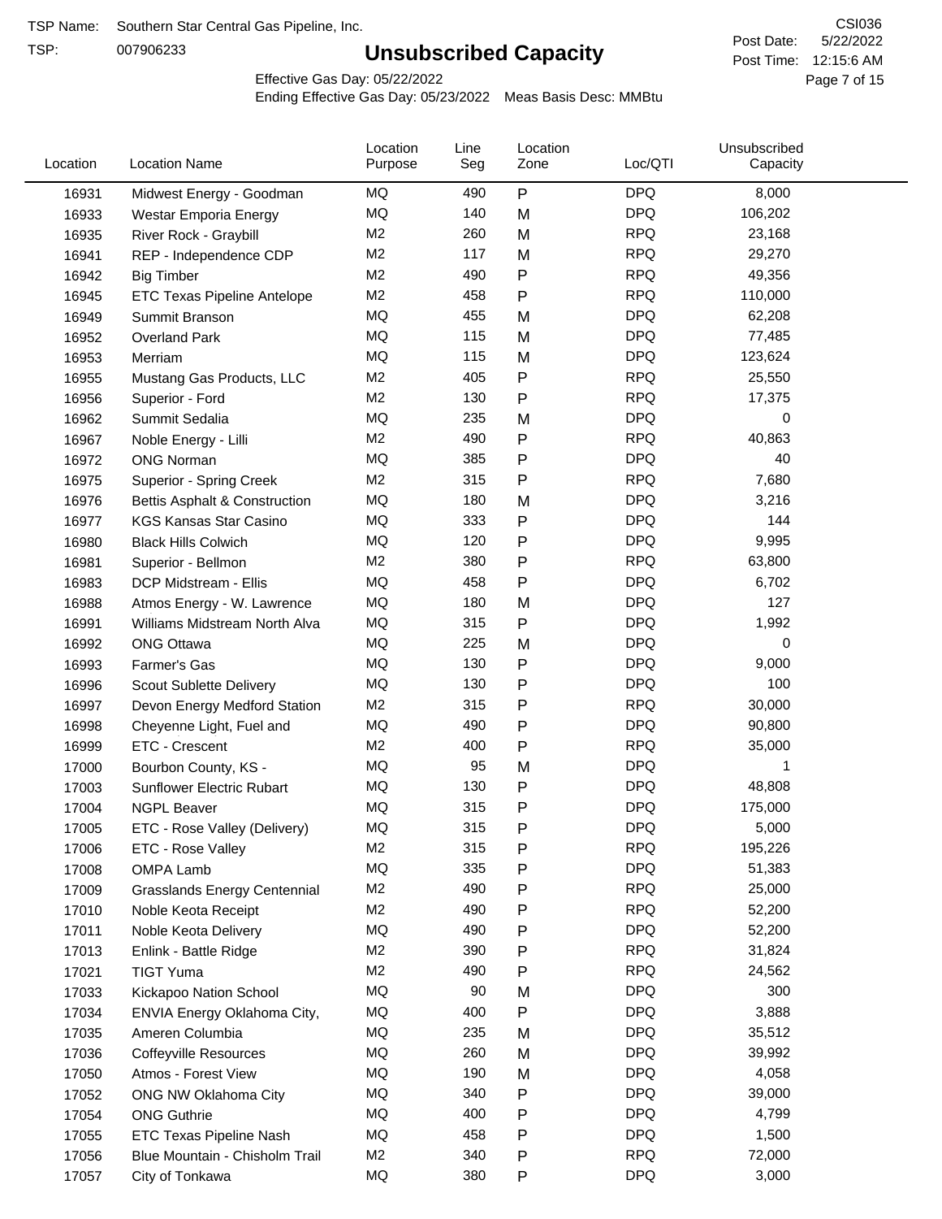TSP Name: Southern Star Central Gas Pipeline, Inc.

TSP: 007906233

# Unsubscribed Capacity

CSI036

Post Date: 5/22/2022

Post Time: 12:15:6 AM

Effective Gas Day: 05/22/2022

Ending Effective Gas Day: 05/23/2022 Meas Basis Desc: MMBtu

| Location | Location Name | Location Purpose | Line Seg | Location Zone | Loc/QTI | Unsubscribed Capacity |
|---|---|---|---|---|---|---|
| 16931 | Midwest Energy - Goodman | MQ | 490 | P | DPQ | 8,000 |
| 16933 | Westar Emporia Energy | MQ | 140 | M | DPQ | 106,202 |
| 16935 | River Rock - Graybill | M2 | 260 | M | RPQ | 23,168 |
| 16941 | REP - Independence CDP | M2 | 117 | M | RPQ | 29,270 |
| 16942 | Big Timber | M2 | 490 | P | RPQ | 49,356 |
| 16945 | ETC Texas Pipeline Antelope | M2 | 458 | P | RPQ | 110,000 |
| 16949 | Summit Branson | MQ | 455 | M | DPQ | 62,208 |
| 16952 | Overland Park | MQ | 115 | M | DPQ | 77,485 |
| 16953 | Merriam | MQ | 115 | M | DPQ | 123,624 |
| 16955 | Mustang Gas Products, LLC | M2 | 405 | P | RPQ | 25,550 |
| 16956 | Superior - Ford | M2 | 130 | P | RPQ | 17,375 |
| 16962 | Summit Sedalia | MQ | 235 | M | DPQ | 0 |
| 16967 | Noble Energy - Lilli | M2 | 490 | P | RPQ | 40,863 |
| 16972 | ONG Norman | MQ | 385 | P | DPQ | 40 |
| 16975 | Superior - Spring Creek | M2 | 315 | P | RPQ | 7,680 |
| 16976 | Bettis Asphalt & Construction | MQ | 180 | M | DPQ | 3,216 |
| 16977 | KGS Kansas Star Casino | MQ | 333 | P | DPQ | 144 |
| 16980 | Black Hills Colwich | MQ | 120 | P | DPQ | 9,995 |
| 16981 | Superior - Bellmon | M2 | 380 | P | RPQ | 63,800 |
| 16983 | DCP Midstream - Ellis | MQ | 458 | P | DPQ | 6,702 |
| 16988 | Atmos Energy - W. Lawrence | MQ | 180 | M | DPQ | 127 |
| 16991 | Williams Midstream North Alva | MQ | 315 | P | DPQ | 1,992 |
| 16992 | ONG Ottawa | MQ | 225 | M | DPQ | 0 |
| 16993 | Farmer's Gas | MQ | 130 | P | DPQ | 9,000 |
| 16996 | Scout Sublette Delivery | MQ | 130 | P | DPQ | 100 |
| 16997 | Devon Energy Medford Station | M2 | 315 | P | RPQ | 30,000 |
| 16998 | Cheyenne Light, Fuel and | MQ | 490 | P | DPQ | 90,800 |
| 16999 | ETC - Crescent | M2 | 400 | P | RPQ | 35,000 |
| 17000 | Bourbon County, KS - | MQ | 95 | M | DPQ | 1 |
| 17003 | Sunflower Electric Rubart | MQ | 130 | P | DPQ | 48,808 |
| 17004 | NGPL Beaver | MQ | 315 | P | DPQ | 175,000 |
| 17005 | ETC - Rose Valley (Delivery) | MQ | 315 | P | DPQ | 5,000 |
| 17006 | ETC - Rose Valley | M2 | 315 | P | RPQ | 195,226 |
| 17008 | OMPA Lamb | MQ | 335 | P | DPQ | 51,383 |
| 17009 | Grasslands Energy Centennial | M2 | 490 | P | RPQ | 25,000 |
| 17010 | Noble Keota Receipt | M2 | 490 | P | RPQ | 52,200 |
| 17011 | Noble Keota Delivery | MQ | 490 | P | DPQ | 52,200 |
| 17013 | Enlink - Battle Ridge | M2 | 390 | P | RPQ | 31,824 |
| 17021 | TIGT Yuma | M2 | 490 | P | RPQ | 24,562 |
| 17033 | Kickapoo Nation School | MQ | 90 | M | DPQ | 300 |
| 17034 | ENVIA Energy Oklahoma City, | MQ | 400 | P | DPQ | 3,888 |
| 17035 | Ameren Columbia | MQ | 235 | M | DPQ | 35,512 |
| 17036 | Coffeyville Resources | MQ | 260 | M | DPQ | 39,992 |
| 17050 | Atmos - Forest View | MQ | 190 | M | DPQ | 4,058 |
| 17052 | ONG NW Oklahoma City | MQ | 340 | P | DPQ | 39,000 |
| 17054 | ONG Guthrie | MQ | 400 | P | DPQ | 4,799 |
| 17055 | ETC Texas Pipeline Nash | MQ | 458 | P | DPQ | 1,500 |
| 17056 | Blue Mountain - Chisholm Trail | M2 | 340 | P | RPQ | 72,000 |
| 17057 | City of Tonkawa | MQ | 380 | P | DPQ | 3,000 |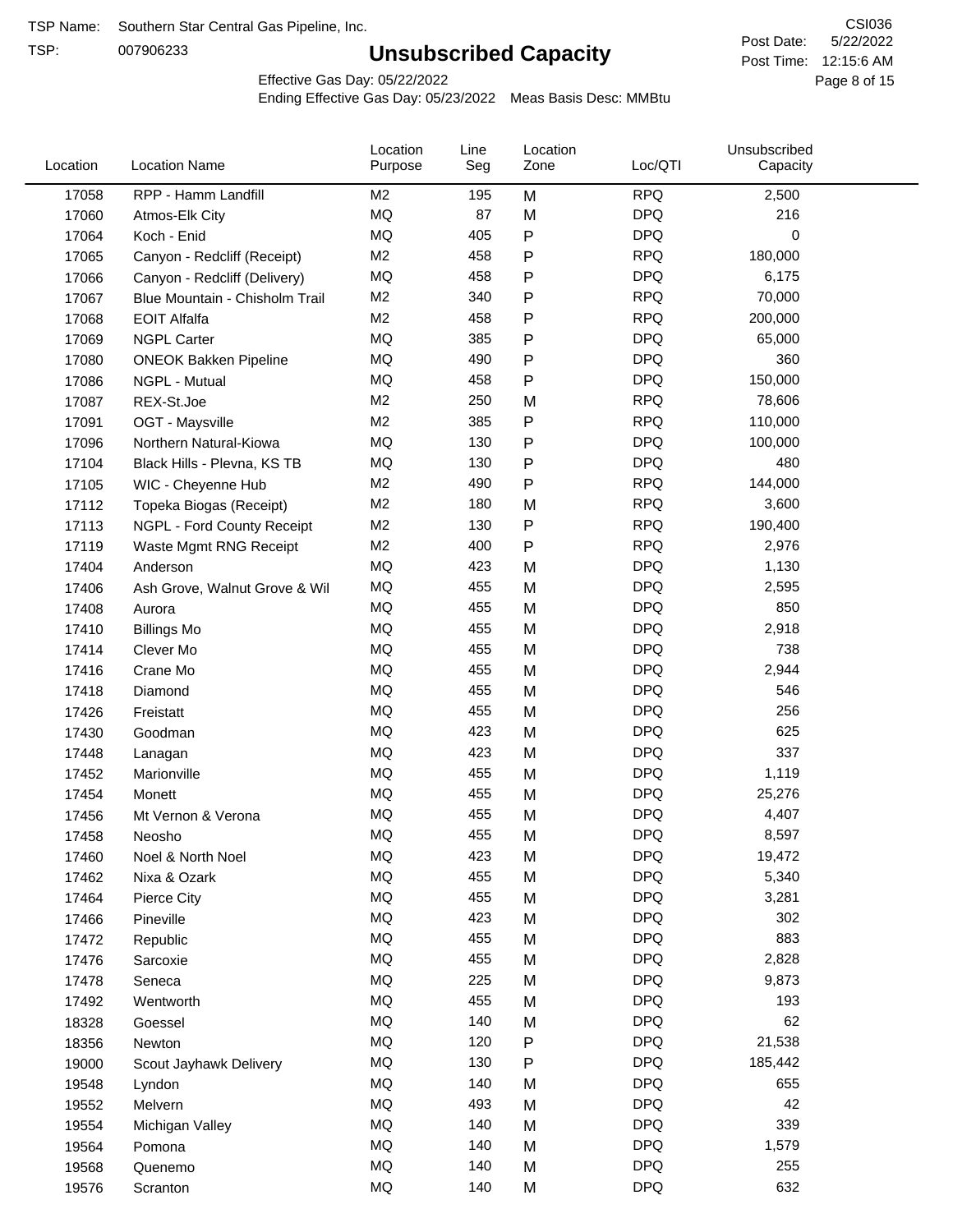TSP Name: Southern Star Central Gas Pipeline, Inc.

TSP: 007906233

# Unsubscribed Capacity

CSI036

Post Date: 5/22/2022

Post Time: 12:15:6 AM

Effective Gas Day: 05/22/2022

Ending Effective Gas Day: 05/23/2022 Meas Basis Desc: MMBtu

| Location | Location Name | Location Purpose | Line Seg | Location Zone | Loc/QTI | Unsubscribed Capacity |
|---|---|---|---|---|---|---|
| 17058 | RPP - Hamm Landfill | M2 | 195 | M | RPQ | 2,500 |
| 17060 | Atmos-Elk City | MQ | 87 | M | DPQ | 216 |
| 17064 | Koch - Enid | MQ | 405 | P | DPQ | 0 |
| 17065 | Canyon - Redcliff (Receipt) | M2 | 458 | P | RPQ | 180,000 |
| 17066 | Canyon - Redcliff (Delivery) | MQ | 458 | P | DPQ | 6,175 |
| 17067 | Blue Mountain - Chisholm Trail | M2 | 340 | P | RPQ | 70,000 |
| 17068 | EOIT Alfalfa | M2 | 458 | P | RPQ | 200,000 |
| 17069 | NGPL Carter | MQ | 385 | P | DPQ | 65,000 |
| 17080 | ONEOK Bakken Pipeline | MQ | 490 | P | DPQ | 360 |
| 17086 | NGPL - Mutual | MQ | 458 | P | DPQ | 150,000 |
| 17087 | REX-St.Joe | M2 | 250 | M | RPQ | 78,606 |
| 17091 | OGT - Maysville | M2 | 385 | P | RPQ | 110,000 |
| 17096 | Northern Natural-Kiowa | MQ | 130 | P | DPQ | 100,000 |
| 17104 | Black Hills - Plevna, KS TB | MQ | 130 | P | DPQ | 480 |
| 17105 | WIC - Cheyenne Hub | M2 | 490 | P | RPQ | 144,000 |
| 17112 | Topeka Biogas (Receipt) | M2 | 180 | M | RPQ | 3,600 |
| 17113 | NGPL - Ford County Receipt | M2 | 130 | P | RPQ | 190,400 |
| 17119 | Waste Mgmt RNG Receipt | M2 | 400 | P | RPQ | 2,976 |
| 17404 | Anderson | MQ | 423 | M | DPQ | 1,130 |
| 17406 | Ash Grove, Walnut Grove & Wil | MQ | 455 | M | DPQ | 2,595 |
| 17408 | Aurora | MQ | 455 | M | DPQ | 850 |
| 17410 | Billings Mo | MQ | 455 | M | DPQ | 2,918 |
| 17414 | Clever Mo | MQ | 455 | M | DPQ | 738 |
| 17416 | Crane Mo | MQ | 455 | M | DPQ | 2,944 |
| 17418 | Diamond | MQ | 455 | M | DPQ | 546 |
| 17426 | Freistatt | MQ | 455 | M | DPQ | 256 |
| 17430 | Goodman | MQ | 423 | M | DPQ | 625 |
| 17448 | Lanagan | MQ | 423 | M | DPQ | 337 |
| 17452 | Marionville | MQ | 455 | M | DPQ | 1,119 |
| 17454 | Monett | MQ | 455 | M | DPQ | 25,276 |
| 17456 | Mt Vernon & Verona | MQ | 455 | M | DPQ | 4,407 |
| 17458 | Neosho | MQ | 455 | M | DPQ | 8,597 |
| 17460 | Noel & North Noel | MQ | 423 | M | DPQ | 19,472 |
| 17462 | Nixa & Ozark | MQ | 455 | M | DPQ | 5,340 |
| 17464 | Pierce City | MQ | 455 | M | DPQ | 3,281 |
| 17466 | Pineville | MQ | 423 | M | DPQ | 302 |
| 17472 | Republic | MQ | 455 | M | DPQ | 883 |
| 17476 | Sarcoxie | MQ | 455 | M | DPQ | 2,828 |
| 17478 | Seneca | MQ | 225 | M | DPQ | 9,873 |
| 17492 | Wentworth | MQ | 455 | M | DPQ | 193 |
| 18328 | Goessel | MQ | 140 | M | DPQ | 62 |
| 18356 | Newton | MQ | 120 | P | DPQ | 21,538 |
| 19000 | Scout Jayhawk Delivery | MQ | 130 | P | DPQ | 185,442 |
| 19548 | Lyndon | MQ | 140 | M | DPQ | 655 |
| 19552 | Melvern | MQ | 493 | M | DPQ | 42 |
| 19554 | Michigan Valley | MQ | 140 | M | DPQ | 339 |
| 19564 | Pomona | MQ | 140 | M | DPQ | 1,579 |
| 19568 | Quenemo | MQ | 140 | M | DPQ | 255 |
| 19576 | Scranton | MQ | 140 | M | DPQ | 632 |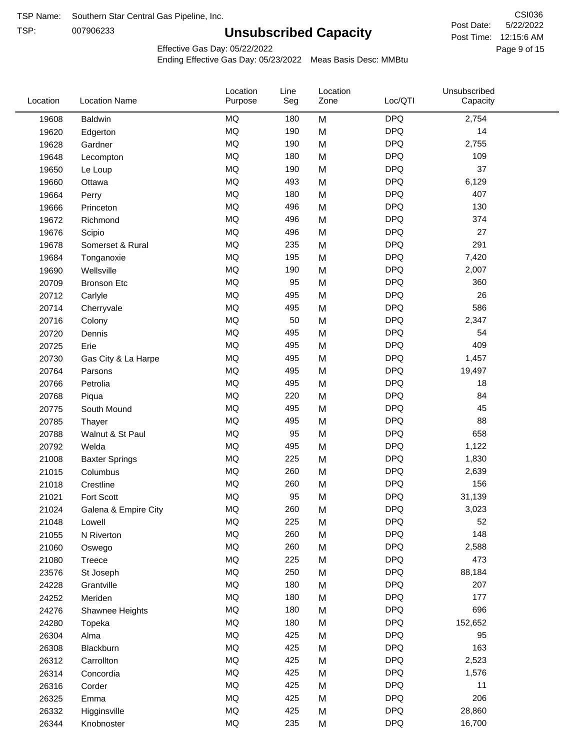TSP Name: Southern Star Central Gas Pipeline, Inc.

TSP: 007906233

# Unsubscribed Capacity

CSI036

Post Date: 5/22/2022

Post Time: 12:15:6 AM

Effective Gas Day: 05/22/2022

Ending Effective Gas Day: 05/23/2022 Meas Basis Desc: MMBtu

| Location | Location Name | Location Purpose | Line Seg | Location Zone | Loc/QTI | Unsubscribed Capacity |
|---|---|---|---|---|---|---|
| 19608 | Baldwin | MQ | 180 | M | DPQ | 2,754 |
| 19620 | Edgerton | MQ | 190 | M | DPQ | 14 |
| 19628 | Gardner | MQ | 190 | M | DPQ | 2,755 |
| 19648 | Lecompton | MQ | 180 | M | DPQ | 109 |
| 19650 | Le Loup | MQ | 190 | M | DPQ | 37 |
| 19660 | Ottawa | MQ | 493 | M | DPQ | 6,129 |
| 19664 | Perry | MQ | 180 | M | DPQ | 407 |
| 19666 | Princeton | MQ | 496 | M | DPQ | 130 |
| 19672 | Richmond | MQ | 496 | M | DPQ | 374 |
| 19676 | Scipio | MQ | 496 | M | DPQ | 27 |
| 19678 | Somerset & Rural | MQ | 235 | M | DPQ | 291 |
| 19684 | Tonganoxie | MQ | 195 | M | DPQ | 7,420 |
| 19690 | Wellsville | MQ | 190 | M | DPQ | 2,007 |
| 20709 | Bronson Etc | MQ | 95 | M | DPQ | 360 |
| 20712 | Carlyle | MQ | 495 | M | DPQ | 26 |
| 20714 | Cherryvale | MQ | 495 | M | DPQ | 586 |
| 20716 | Colony | MQ | 50 | M | DPQ | 2,347 |
| 20720 | Dennis | MQ | 495 | M | DPQ | 54 |
| 20725 | Erie | MQ | 495 | M | DPQ | 409 |
| 20730 | Gas City & La Harpe | MQ | 495 | M | DPQ | 1,457 |
| 20764 | Parsons | MQ | 495 | M | DPQ | 19,497 |
| 20766 | Petrolia | MQ | 495 | M | DPQ | 18 |
| 20768 | Piqua | MQ | 220 | M | DPQ | 84 |
| 20775 | South Mound | MQ | 495 | M | DPQ | 45 |
| 20785 | Thayer | MQ | 495 | M | DPQ | 88 |
| 20788 | Walnut & St Paul | MQ | 95 | M | DPQ | 658 |
| 20792 | Welda | MQ | 495 | M | DPQ | 1,122 |
| 21008 | Baxter Springs | MQ | 225 | M | DPQ | 1,830 |
| 21015 | Columbus | MQ | 260 | M | DPQ | 2,639 |
| 21018 | Crestline | MQ | 260 | M | DPQ | 156 |
| 21021 | Fort Scott | MQ | 95 | M | DPQ | 31,139 |
| 21024 | Galena & Empire City | MQ | 260 | M | DPQ | 3,023 |
| 21048 | Lowell | MQ | 225 | M | DPQ | 52 |
| 21055 | N Riverton | MQ | 260 | M | DPQ | 148 |
| 21060 | Oswego | MQ | 260 | M | DPQ | 2,588 |
| 21080 | Treece | MQ | 225 | M | DPQ | 473 |
| 23576 | St Joseph | MQ | 250 | M | DPQ | 88,184 |
| 24228 | Grantville | MQ | 180 | M | DPQ | 207 |
| 24252 | Meriden | MQ | 180 | M | DPQ | 177 |
| 24276 | Shawnee Heights | MQ | 180 | M | DPQ | 696 |
| 24280 | Topeka | MQ | 180 | M | DPQ | 152,652 |
| 26304 | Alma | MQ | 425 | M | DPQ | 95 |
| 26308 | Blackburn | MQ | 425 | M | DPQ | 163 |
| 26312 | Carrollton | MQ | 425 | M | DPQ | 2,523 |
| 26314 | Concordia | MQ | 425 | M | DPQ | 1,576 |
| 26316 | Corder | MQ | 425 | M | DPQ | 11 |
| 26325 | Emma | MQ | 425 | M | DPQ | 206 |
| 26332 | Higginsville | MQ | 425 | M | DPQ | 28,860 |
| 26344 | Knobnoster | MQ | 235 | M | DPQ | 16,700 |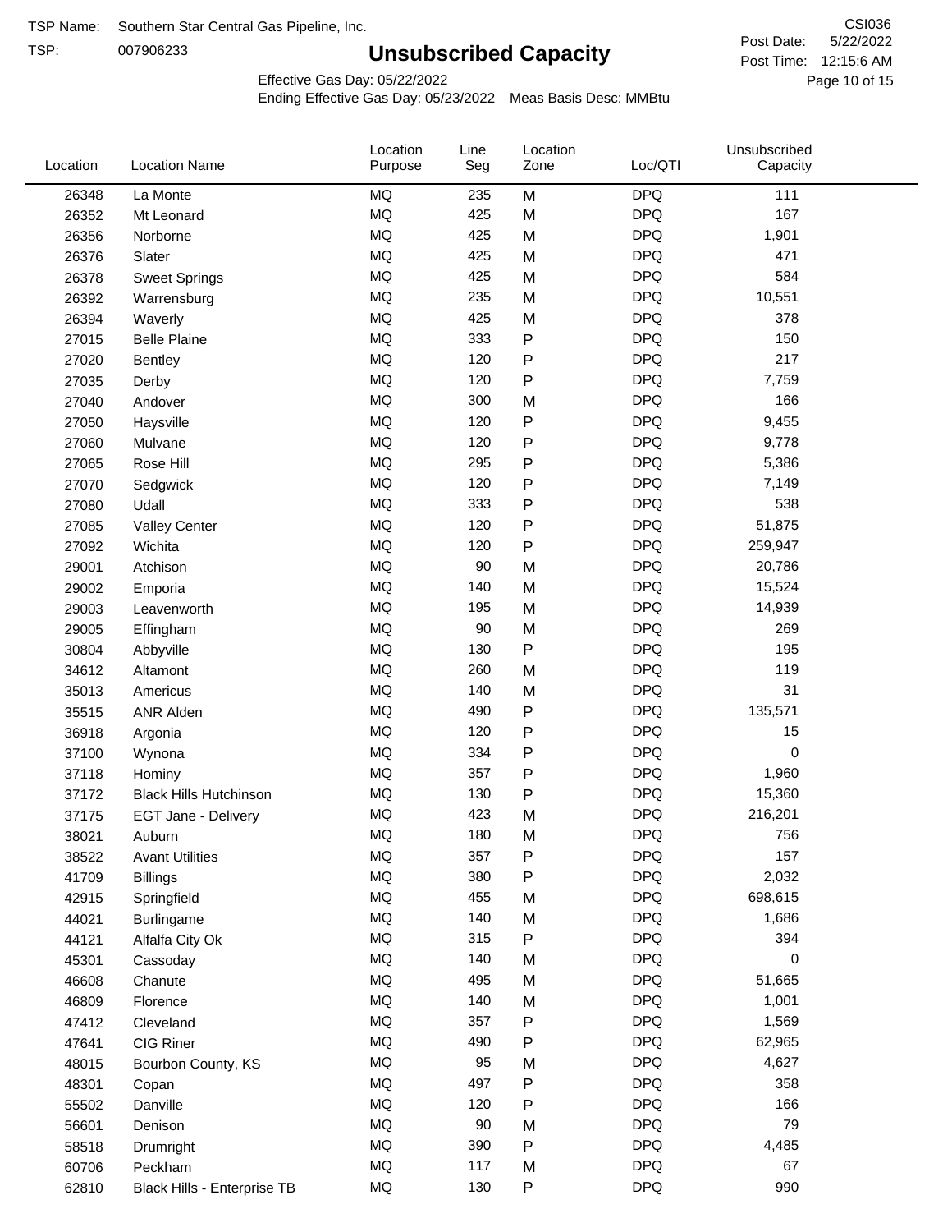TSP Name: Southern Star Central Gas Pipeline, Inc.

TSP: 007906233

# Unsubscribed Capacity

CSI036

Post Date: 5/22/2022

Post Time: 12:15:6 AM

Effective Gas Day: 05/22/2022

Ending Effective Gas Day: 05/23/2022 Meas Basis Desc: MMBtu

| Location | Location Name | Location Purpose | Line Seg | Location Zone | Loc/QTI | Unsubscribed Capacity |
|---|---|---|---|---|---|---|
| 26348 | La Monte | MQ | 235 | M | DPQ | 111 |
| 26352 | Mt Leonard | MQ | 425 | M | DPQ | 167 |
| 26356 | Norborne | MQ | 425 | M | DPQ | 1,901 |
| 26376 | Slater | MQ | 425 | M | DPQ | 471 |
| 26378 | Sweet Springs | MQ | 425 | M | DPQ | 584 |
| 26392 | Warrensburg | MQ | 235 | M | DPQ | 10,551 |
| 26394 | Waverly | MQ | 425 | M | DPQ | 378 |
| 27015 | Belle Plaine | MQ | 333 | P | DPQ | 150 |
| 27020 | Bentley | MQ | 120 | P | DPQ | 217 |
| 27035 | Derby | MQ | 120 | P | DPQ | 7,759 |
| 27040 | Andover | MQ | 300 | M | DPQ | 166 |
| 27050 | Haysville | MQ | 120 | P | DPQ | 9,455 |
| 27060 | Mulvane | MQ | 120 | P | DPQ | 9,778 |
| 27065 | Rose Hill | MQ | 295 | P | DPQ | 5,386 |
| 27070 | Sedgwick | MQ | 120 | P | DPQ | 7,149 |
| 27080 | Udall | MQ | 333 | P | DPQ | 538 |
| 27085 | Valley Center | MQ | 120 | P | DPQ | 51,875 |
| 27092 | Wichita | MQ | 120 | P | DPQ | 259,947 |
| 29001 | Atchison | MQ | 90 | M | DPQ | 20,786 |
| 29002 | Emporia | MQ | 140 | M | DPQ | 15,524 |
| 29003 | Leavenworth | MQ | 195 | M | DPQ | 14,939 |
| 29005 | Effingham | MQ | 90 | M | DPQ | 269 |
| 30804 | Abbyville | MQ | 130 | P | DPQ | 195 |
| 34612 | Altamont | MQ | 260 | M | DPQ | 119 |
| 35013 | Americus | MQ | 140 | M | DPQ | 31 |
| 35515 | ANR Alden | MQ | 490 | P | DPQ | 135,571 |
| 36918 | Argonia | MQ | 120 | P | DPQ | 15 |
| 37100 | Wynona | MQ | 334 | P | DPQ | 0 |
| 37118 | Hominy | MQ | 357 | P | DPQ | 1,960 |
| 37172 | Black Hills Hutchinson | MQ | 130 | P | DPQ | 15,360 |
| 37175 | EGT Jane - Delivery | MQ | 423 | M | DPQ | 216,201 |
| 38021 | Auburn | MQ | 180 | M | DPQ | 756 |
| 38522 | Avant Utilities | MQ | 357 | P | DPQ | 157 |
| 41709 | Billings | MQ | 380 | P | DPQ | 2,032 |
| 42915 | Springfield | MQ | 455 | M | DPQ | 698,615 |
| 44021 | Burlingame | MQ | 140 | M | DPQ | 1,686 |
| 44121 | Alfalfa City Ok | MQ | 315 | P | DPQ | 394 |
| 45301 | Cassoday | MQ | 140 | M | DPQ | 0 |
| 46608 | Chanute | MQ | 495 | M | DPQ | 51,665 |
| 46809 | Florence | MQ | 140 | M | DPQ | 1,001 |
| 47412 | Cleveland | MQ | 357 | P | DPQ | 1,569 |
| 47641 | CIG Riner | MQ | 490 | P | DPQ | 62,965 |
| 48015 | Bourbon County, KS | MQ | 95 | M | DPQ | 4,627 |
| 48301 | Copan | MQ | 497 | P | DPQ | 358 |
| 55502 | Danville | MQ | 120 | P | DPQ | 166 |
| 56601 | Denison | MQ | 90 | M | DPQ | 79 |
| 58518 | Drumright | MQ | 390 | P | DPQ | 4,485 |
| 60706 | Peckham | MQ | 117 | M | DPQ | 67 |
| 62810 | Black Hills - Enterprise TB | MQ | 130 | P | DPQ | 990 |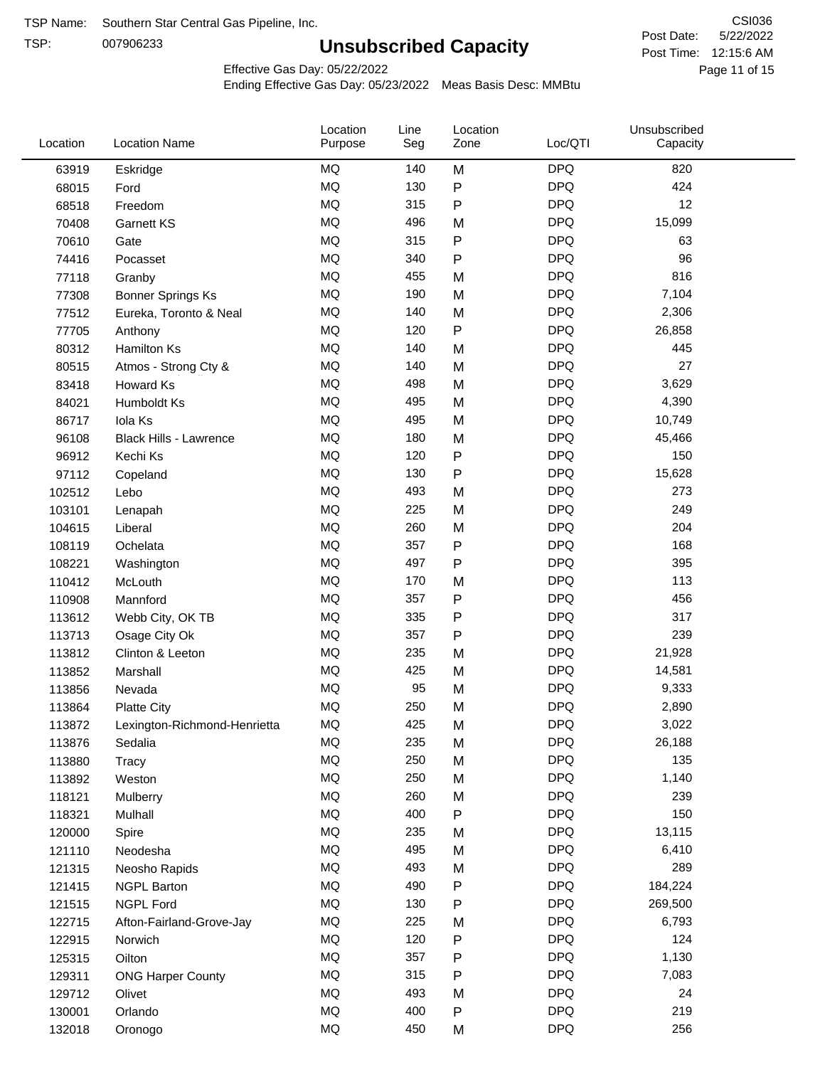TSP Name: Southern Star Central Gas Pipeline, Inc.

TSP: 007906233

# Unsubscribed Capacity

CSI036

Post Date: 5/22/2022

Post Time: 12:15:6 AM

Effective Gas Day: 05/22/2022

Ending Effective Gas Day: 05/23/2022 Meas Basis Desc: MMBtu

| Location | Location Name | Location Purpose | Line Seg | Location Zone | Loc/QTI | Unsubscribed Capacity |
|---|---|---|---|---|---|---|
| 63919 | Eskridge | MQ | 140 | M | DPQ | 820 |
| 68015 | Ford | MQ | 130 | P | DPQ | 424 |
| 68518 | Freedom | MQ | 315 | P | DPQ | 12 |
| 70408 | Garnett KS | MQ | 496 | M | DPQ | 15,099 |
| 70610 | Gate | MQ | 315 | P | DPQ | 63 |
| 74416 | Pocasset | MQ | 340 | P | DPQ | 96 |
| 77118 | Granby | MQ | 455 | M | DPQ | 816 |
| 77308 | Bonner Springs Ks | MQ | 190 | M | DPQ | 7,104 |
| 77512 | Eureka, Toronto & Neal | MQ | 140 | M | DPQ | 2,306 |
| 77705 | Anthony | MQ | 120 | P | DPQ | 26,858 |
| 80312 | Hamilton Ks | MQ | 140 | M | DPQ | 445 |
| 80515 | Atmos - Strong Cty & | MQ | 140 | M | DPQ | 27 |
| 83418 | Howard Ks | MQ | 498 | M | DPQ | 3,629 |
| 84021 | Humboldt Ks | MQ | 495 | M | DPQ | 4,390 |
| 86717 | Iola Ks | MQ | 495 | M | DPQ | 10,749 |
| 96108 | Black Hills - Lawrence | MQ | 180 | M | DPQ | 45,466 |
| 96912 | Kechi Ks | MQ | 120 | P | DPQ | 150 |
| 97112 | Copeland | MQ | 130 | P | DPQ | 15,628 |
| 102512 | Lebo | MQ | 493 | M | DPQ | 273 |
| 103101 | Lenapah | MQ | 225 | M | DPQ | 249 |
| 104615 | Liberal | MQ | 260 | M | DPQ | 204 |
| 108119 | Ochelata | MQ | 357 | P | DPQ | 168 |
| 108221 | Washington | MQ | 497 | P | DPQ | 395 |
| 110412 | McLouth | MQ | 170 | M | DPQ | 113 |
| 110908 | Mannford | MQ | 357 | P | DPQ | 456 |
| 113612 | Webb City, OK TB | MQ | 335 | P | DPQ | 317 |
| 113713 | Osage City Ok | MQ | 357 | P | DPQ | 239 |
| 113812 | Clinton & Leeton | MQ | 235 | M | DPQ | 21,928 |
| 113852 | Marshall | MQ | 425 | M | DPQ | 14,581 |
| 113856 | Nevada | MQ | 95 | M | DPQ | 9,333 |
| 113864 | Platte City | MQ | 250 | M | DPQ | 2,890 |
| 113872 | Lexington-Richmond-Henrietta | MQ | 425 | M | DPQ | 3,022 |
| 113876 | Sedalia | MQ | 235 | M | DPQ | 26,188 |
| 113880 | Tracy | MQ | 250 | M | DPQ | 135 |
| 113892 | Weston | MQ | 250 | M | DPQ | 1,140 |
| 118121 | Mulberry | MQ | 260 | M | DPQ | 239 |
| 118321 | Mulhall | MQ | 400 | P | DPQ | 150 |
| 120000 | Spire | MQ | 235 | M | DPQ | 13,115 |
| 121110 | Neodesha | MQ | 495 | M | DPQ | 6,410 |
| 121315 | Neosho Rapids | MQ | 493 | M | DPQ | 289 |
| 121415 | NGPL Barton | MQ | 490 | P | DPQ | 184,224 |
| 121515 | NGPL Ford | MQ | 130 | P | DPQ | 269,500 |
| 122715 | Afton-Fairland-Grove-Jay | MQ | 225 | M | DPQ | 6,793 |
| 122915 | Norwich | MQ | 120 | P | DPQ | 124 |
| 125315 | Oilton | MQ | 357 | P | DPQ | 1,130 |
| 129311 | ONG Harper County | MQ | 315 | P | DPQ | 7,083 |
| 129712 | Olivet | MQ | 493 | M | DPQ | 24 |
| 130001 | Orlando | MQ | 400 | P | DPQ | 219 |
| 132018 | Oronogo | MQ | 450 | M | DPQ | 256 |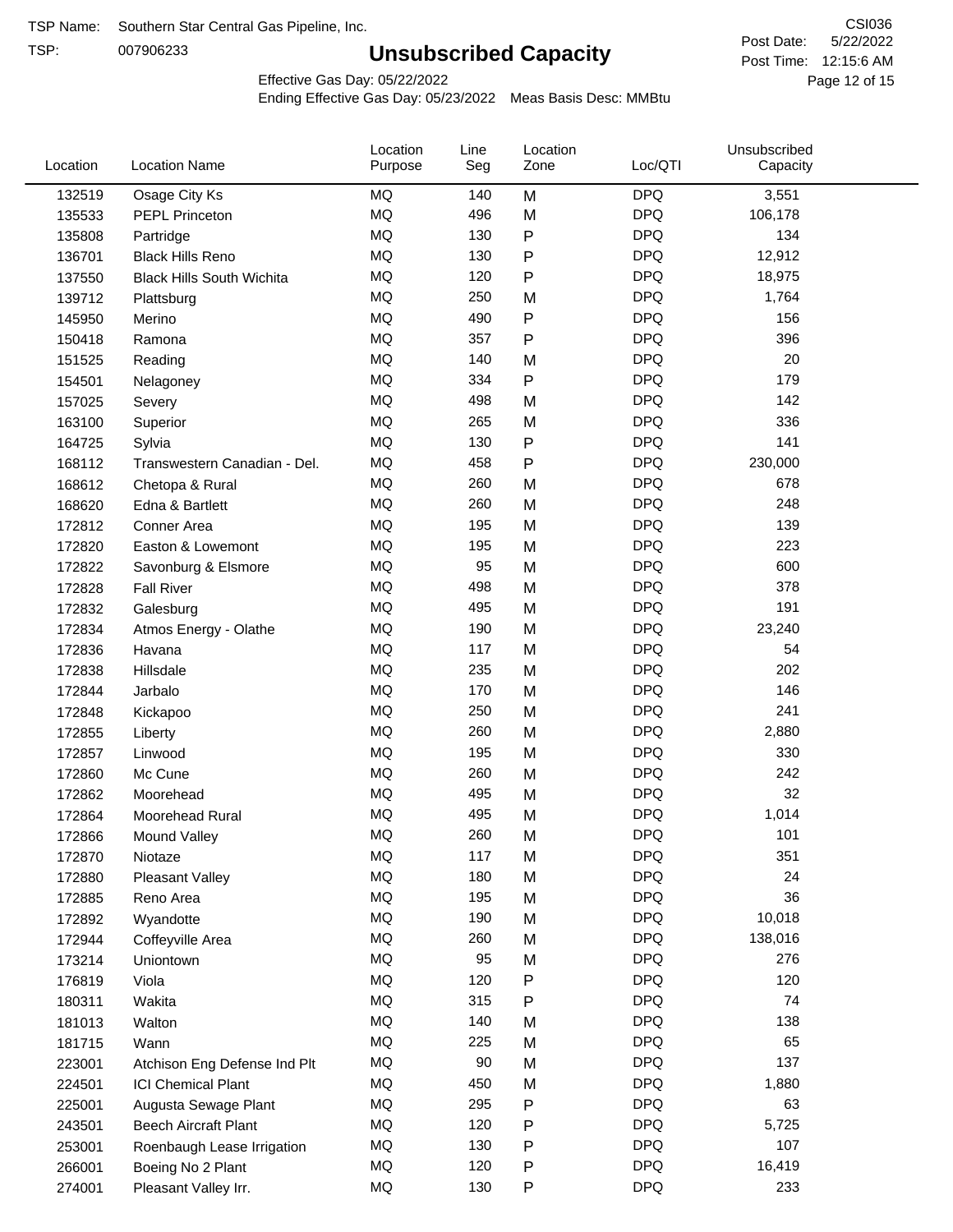TSP Name: Southern Star Central Gas Pipeline, Inc.
TSP: 007906233

CSI036
Post Date: 5/22/2022
Post Time: 12:15:6 AM

# Unsubscribed Capacity

Effective Gas Day: 05/22/2022
Ending Effective Gas Day: 05/23/2022 Meas Basis Desc: MMBtu

| Location | Location Name | Location Purpose | Line Seg | Location Zone | Loc/QTI | Unsubscribed Capacity |
|---|---|---|---|---|---|---|
| 132519 | Osage City Ks | MQ | 140 | M | DPQ | 3,551 |
| 135533 | PEPL Princeton | MQ | 496 | M | DPQ | 106,178 |
| 135808 | Partridge | MQ | 130 | P | DPQ | 134 |
| 136701 | Black Hills Reno | MQ | 130 | P | DPQ | 12,912 |
| 137550 | Black Hills South Wichita | MQ | 120 | P | DPQ | 18,975 |
| 139712 | Plattsburg | MQ | 250 | M | DPQ | 1,764 |
| 145950 | Merino | MQ | 490 | P | DPQ | 156 |
| 150418 | Ramona | MQ | 357 | P | DPQ | 396 |
| 151525 | Reading | MQ | 140 | M | DPQ | 20 |
| 154501 | Nelagoney | MQ | 334 | P | DPQ | 179 |
| 157025 | Severy | MQ | 498 | M | DPQ | 142 |
| 163100 | Superior | MQ | 265 | M | DPQ | 336 |
| 164725 | Sylvia | MQ | 130 | P | DPQ | 141 |
| 168112 | Transwestern Canadian - Del. | MQ | 458 | P | DPQ | 230,000 |
| 168612 | Chetopa & Rural | MQ | 260 | M | DPQ | 678 |
| 168620 | Edna & Bartlett | MQ | 260 | M | DPQ | 248 |
| 172812 | Conner Area | MQ | 195 | M | DPQ | 139 |
| 172820 | Easton & Lowemont | MQ | 195 | M | DPQ | 223 |
| 172822 | Savonburg & Elsmore | MQ | 95 | M | DPQ | 600 |
| 172828 | Fall River | MQ | 498 | M | DPQ | 378 |
| 172832 | Galesburg | MQ | 495 | M | DPQ | 191 |
| 172834 | Atmos Energy - Olathe | MQ | 190 | M | DPQ | 23,240 |
| 172836 | Havana | MQ | 117 | M | DPQ | 54 |
| 172838 | Hillsdale | MQ | 235 | M | DPQ | 202 |
| 172844 | Jarbalo | MQ | 170 | M | DPQ | 146 |
| 172848 | Kickapoo | MQ | 250 | M | DPQ | 241 |
| 172855 | Liberty | MQ | 260 | M | DPQ | 2,880 |
| 172857 | Linwood | MQ | 195 | M | DPQ | 330 |
| 172860 | Mc Cune | MQ | 260 | M | DPQ | 242 |
| 172862 | Moorehead | MQ | 495 | M | DPQ | 32 |
| 172864 | Moorehead Rural | MQ | 495 | M | DPQ | 1,014 |
| 172866 | Mound Valley | MQ | 260 | M | DPQ | 101 |
| 172870 | Niotaze | MQ | 117 | M | DPQ | 351 |
| 172880 | Pleasant Valley | MQ | 180 | M | DPQ | 24 |
| 172885 | Reno Area | MQ | 195 | M | DPQ | 36 |
| 172892 | Wyandotte | MQ | 190 | M | DPQ | 10,018 |
| 172944 | Coffeyville Area | MQ | 260 | M | DPQ | 138,016 |
| 173214 | Uniontown | MQ | 95 | M | DPQ | 276 |
| 176819 | Viola | MQ | 120 | P | DPQ | 120 |
| 180311 | Wakita | MQ | 315 | P | DPQ | 74 |
| 181013 | Walton | MQ | 140 | M | DPQ | 138 |
| 181715 | Wann | MQ | 225 | M | DPQ | 65 |
| 223001 | Atchison Eng Defense Ind Plt | MQ | 90 | M | DPQ | 137 |
| 224501 | ICI Chemical Plant | MQ | 450 | M | DPQ | 1,880 |
| 225001 | Augusta Sewage Plant | MQ | 295 | P | DPQ | 63 |
| 243501 | Beech Aircraft Plant | MQ | 120 | P | DPQ | 5,725 |
| 253001 | Roenbaugh Lease Irrigation | MQ | 130 | P | DPQ | 107 |
| 266001 | Boeing No 2 Plant | MQ | 120 | P | DPQ | 16,419 |
| 274001 | Pleasant Valley Irr. | MQ | 130 | P | DPQ | 233 |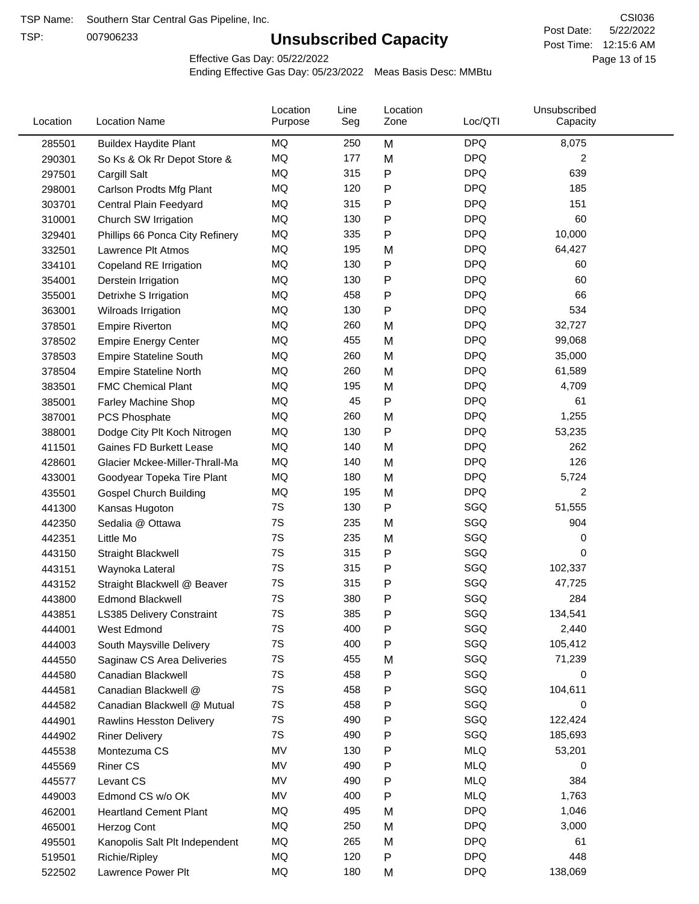TSP Name: Southern Star Central Gas Pipeline, Inc.

TSP: 007906233

# Unsubscribed Capacity

CSI036

Post Date: 5/22/2022

Post Time: 12:15:6 AM

Effective Gas Day: 05/22/2022

Ending Effective Gas Day: 05/23/2022 Meas Basis Desc: MMBtu

| Location | Location Name | Location Purpose | Line Seg | Location Zone | Loc/QTI | Unsubscribed Capacity |
|---|---|---|---|---|---|---|
| 285501 | Buildex Haydite Plant | MQ | 250 | M | DPQ | 8,075 |
| 290301 | So Ks & Ok Rr Depot Store & | MQ | 177 | M | DPQ | 2 |
| 297501 | Cargill Salt | MQ | 315 | P | DPQ | 639 |
| 298001 | Carlson Prodts Mfg Plant | MQ | 120 | P | DPQ | 185 |
| 303701 | Central Plain Feedyard | MQ | 315 | P | DPQ | 151 |
| 310001 | Church SW Irrigation | MQ | 130 | P | DPQ | 60 |
| 329401 | Phillips 66 Ponca City Refinery | MQ | 335 | P | DPQ | 10,000 |
| 332501 | Lawrence Plt Atmos | MQ | 195 | M | DPQ | 64,427 |
| 334101 | Copeland RE Irrigation | MQ | 130 | P | DPQ | 60 |
| 354001 | Derstein Irrigation | MQ | 130 | P | DPQ | 60 |
| 355001 | Detrixhe S Irrigation | MQ | 458 | P | DPQ | 66 |
| 363001 | Wilroads Irrigation | MQ | 130 | P | DPQ | 534 |
| 378501 | Empire Riverton | MQ | 260 | M | DPQ | 32,727 |
| 378502 | Empire Energy Center | MQ | 455 | M | DPQ | 99,068 |
| 378503 | Empire Stateline South | MQ | 260 | M | DPQ | 35,000 |
| 378504 | Empire Stateline North | MQ | 260 | M | DPQ | 61,589 |
| 383501 | FMC Chemical Plant | MQ | 195 | M | DPQ | 4,709 |
| 385001 | Farley Machine Shop | MQ | 45 | P | DPQ | 61 |
| 387001 | PCS Phosphate | MQ | 260 | M | DPQ | 1,255 |
| 388001 | Dodge City Plt Koch Nitrogen | MQ | 130 | P | DPQ | 53,235 |
| 411501 | Gaines FD Burkett Lease | MQ | 140 | M | DPQ | 262 |
| 428601 | Glacier Mckee-Miller-Thrall-Ma | MQ | 140 | M | DPQ | 126 |
| 433001 | Goodyear Topeka Tire Plant | MQ | 180 | M | DPQ | 5,724 |
| 435501 | Gospel Church Building | MQ | 195 | M | DPQ | 2 |
| 441300 | Kansas Hugoton | 7S | 130 | P | SGQ | 51,555 |
| 442350 | Sedalia @ Ottawa | 7S | 235 | M | SGQ | 904 |
| 442351 | Little Mo | 7S | 235 | M | SGQ | 0 |
| 443150 | Straight Blackwell | 7S | 315 | P | SGQ | 0 |
| 443151 | Waynoka Lateral | 7S | 315 | P | SGQ | 102,337 |
| 443152 | Straight Blackwell @ Beaver | 7S | 315 | P | SGQ | 47,725 |
| 443800 | Edmond Blackwell | 7S | 380 | P | SGQ | 284 |
| 443851 | LS385 Delivery Constraint | 7S | 385 | P | SGQ | 134,541 |
| 444001 | West Edmond | 7S | 400 | P | SGQ | 2,440 |
| 444003 | South Maysville Delivery | 7S | 400 | P | SGQ | 105,412 |
| 444550 | Saginaw CS Area Deliveries | 7S | 455 | M | SGQ | 71,239 |
| 444580 | Canadian Blackwell | 7S | 458 | P | SGQ | 0 |
| 444581 | Canadian Blackwell @ | 7S | 458 | P | SGQ | 104,611 |
| 444582 | Canadian Blackwell @ Mutual | 7S | 458 | P | SGQ | 0 |
| 444901 | Rawlins Hesston Delivery | 7S | 490 | P | SGQ | 122,424 |
| 444902 | Riner Delivery | 7S | 490 | P | SGQ | 185,693 |
| 445538 | Montezuma CS | MV | 130 | P | MLQ | 53,201 |
| 445569 | Riner CS | MV | 490 | P | MLQ | 0 |
| 445577 | Levant CS | MV | 490 | P | MLQ | 384 |
| 449003 | Edmond CS w/o OK | MV | 400 | P | MLQ | 1,763 |
| 462001 | Heartland Cement Plant | MQ | 495 | M | DPQ | 1,046 |
| 465001 | Herzog Cont | MQ | 250 | M | DPQ | 3,000 |
| 495501 | Kanopolis Salt Plt Independent | MQ | 265 | M | DPQ | 61 |
| 519501 | Richie/Ripley | MQ | 120 | P | DPQ | 448 |
| 522502 | Lawrence Power Plt | MQ | 180 | M | DPQ | 138,069 |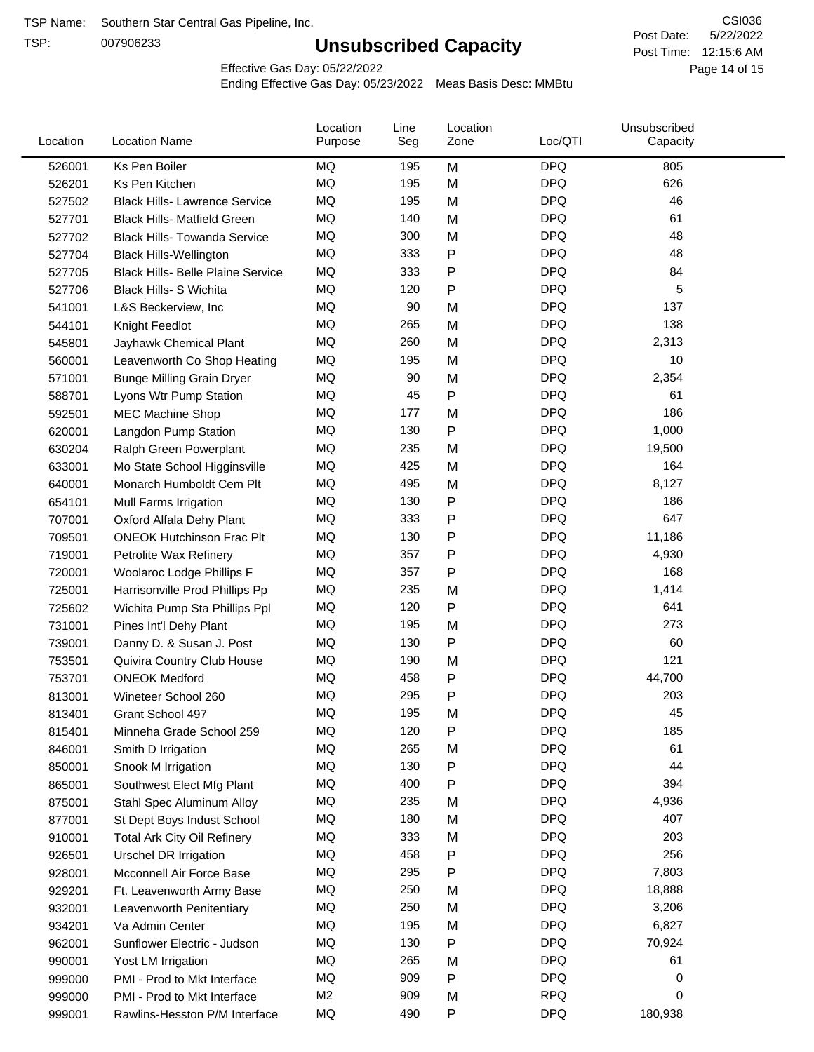TSP Name: Southern Star Central Gas Pipeline, Inc.

TSP: 007906233

# Unsubscribed Capacity

CSI036

Post Date: 5/22/2022

Post Time: 12:15:6 AM

Effective Gas Day: 05/22/2022

Ending Effective Gas Day: 05/23/2022 Meas Basis Desc: MMBtu

| Location | Location Name | Location Purpose | Line Seg | Location Zone | Loc/QTI | Unsubscribed Capacity |
|---|---|---|---|---|---|---|
| 526001 | Ks Pen Boiler | MQ | 195 | M | DPQ | 805 |
| 526201 | Ks Pen Kitchen | MQ | 195 | M | DPQ | 626 |
| 527502 | Black Hills- Lawrence Service | MQ | 195 | M | DPQ | 46 |
| 527701 | Black Hills- Matfield Green | MQ | 140 | M | DPQ | 61 |
| 527702 | Black Hills- Towanda Service | MQ | 300 | M | DPQ | 48 |
| 527704 | Black Hills-Wellington | MQ | 333 | P | DPQ | 48 |
| 527705 | Black Hills- Belle Plaine Service | MQ | 333 | P | DPQ | 84 |
| 527706 | Black Hills- S Wichita | MQ | 120 | P | DPQ | 5 |
| 541001 | L&S Beckerview, Inc | MQ | 90 | M | DPQ | 137 |
| 544101 | Knight Feedlot | MQ | 265 | M | DPQ | 138 |
| 545801 | Jayhawk Chemical Plant | MQ | 260 | M | DPQ | 2,313 |
| 560001 | Leavenworth Co Shop Heating | MQ | 195 | M | DPQ | 10 |
| 571001 | Bunge Milling Grain Dryer | MQ | 90 | M | DPQ | 2,354 |
| 588701 | Lyons Wtr Pump Station | MQ | 45 | P | DPQ | 61 |
| 592501 | MEC Machine Shop | MQ | 177 | M | DPQ | 186 |
| 620001 | Langdon Pump Station | MQ | 130 | P | DPQ | 1,000 |
| 630204 | Ralph Green Powerplant | MQ | 235 | M | DPQ | 19,500 |
| 633001 | Mo State School Higginsville | MQ | 425 | M | DPQ | 164 |
| 640001 | Monarch Humboldt Cem Plt | MQ | 495 | M | DPQ | 8,127 |
| 654101 | Mull Farms Irrigation | MQ | 130 | P | DPQ | 186 |
| 707001 | Oxford Alfala Dehy Plant | MQ | 333 | P | DPQ | 647 |
| 709501 | ONEOK Hutchinson Frac Plt | MQ | 130 | P | DPQ | 11,186 |
| 719001 | Petrolite Wax Refinery | MQ | 357 | P | DPQ | 4,930 |
| 720001 | Woolaroc Lodge Phillips F | MQ | 357 | P | DPQ | 168 |
| 725001 | Harrisonville Prod Phillips Pp | MQ | 235 | M | DPQ | 1,414 |
| 725602 | Wichita Pump Sta Phillips Ppl | MQ | 120 | P | DPQ | 641 |
| 731001 | Pines Int'l Dehy Plant | MQ | 195 | M | DPQ | 273 |
| 739001 | Danny D. & Susan J. Post | MQ | 130 | P | DPQ | 60 |
| 753501 | Quivira Country Club House | MQ | 190 | M | DPQ | 121 |
| 753701 | ONEOK Medford | MQ | 458 | P | DPQ | 44,700 |
| 813001 | Wineteer School 260 | MQ | 295 | P | DPQ | 203 |
| 813401 | Grant School 497 | MQ | 195 | M | DPQ | 45 |
| 815401 | Minneha Grade School 259 | MQ | 120 | P | DPQ | 185 |
| 846001 | Smith D Irrigation | MQ | 265 | M | DPQ | 61 |
| 850001 | Snook M Irrigation | MQ | 130 | P | DPQ | 44 |
| 865001 | Southwest Elect Mfg Plant | MQ | 400 | P | DPQ | 394 |
| 875001 | Stahl Spec Aluminum Alloy | MQ | 235 | M | DPQ | 4,936 |
| 877001 | St Dept Boys Indust School | MQ | 180 | M | DPQ | 407 |
| 910001 | Total Ark City Oil Refinery | MQ | 333 | M | DPQ | 203 |
| 926501 | Urschel DR Irrigation | MQ | 458 | P | DPQ | 256 |
| 928001 | Mcconnell Air Force Base | MQ | 295 | P | DPQ | 7,803 |
| 929201 | Ft. Leavenworth Army Base | MQ | 250 | M | DPQ | 18,888 |
| 932001 | Leavenworth Penitentiary | MQ | 250 | M | DPQ | 3,206 |
| 934201 | Va Admin Center | MQ | 195 | M | DPQ | 6,827 |
| 962001 | Sunflower Electric - Judson | MQ | 130 | P | DPQ | 70,924 |
| 990001 | Yost LM Irrigation | MQ | 265 | M | DPQ | 61 |
| 999000 | PMI - Prod to Mkt Interface | MQ | 909 | P | DPQ | 0 |
| 999000 | PMI - Prod to Mkt Interface | M2 | 909 | M | RPQ | 0 |
| 999001 | Rawlins-Hesston P/M Interface | MQ | 490 | P | DPQ | 180,938 |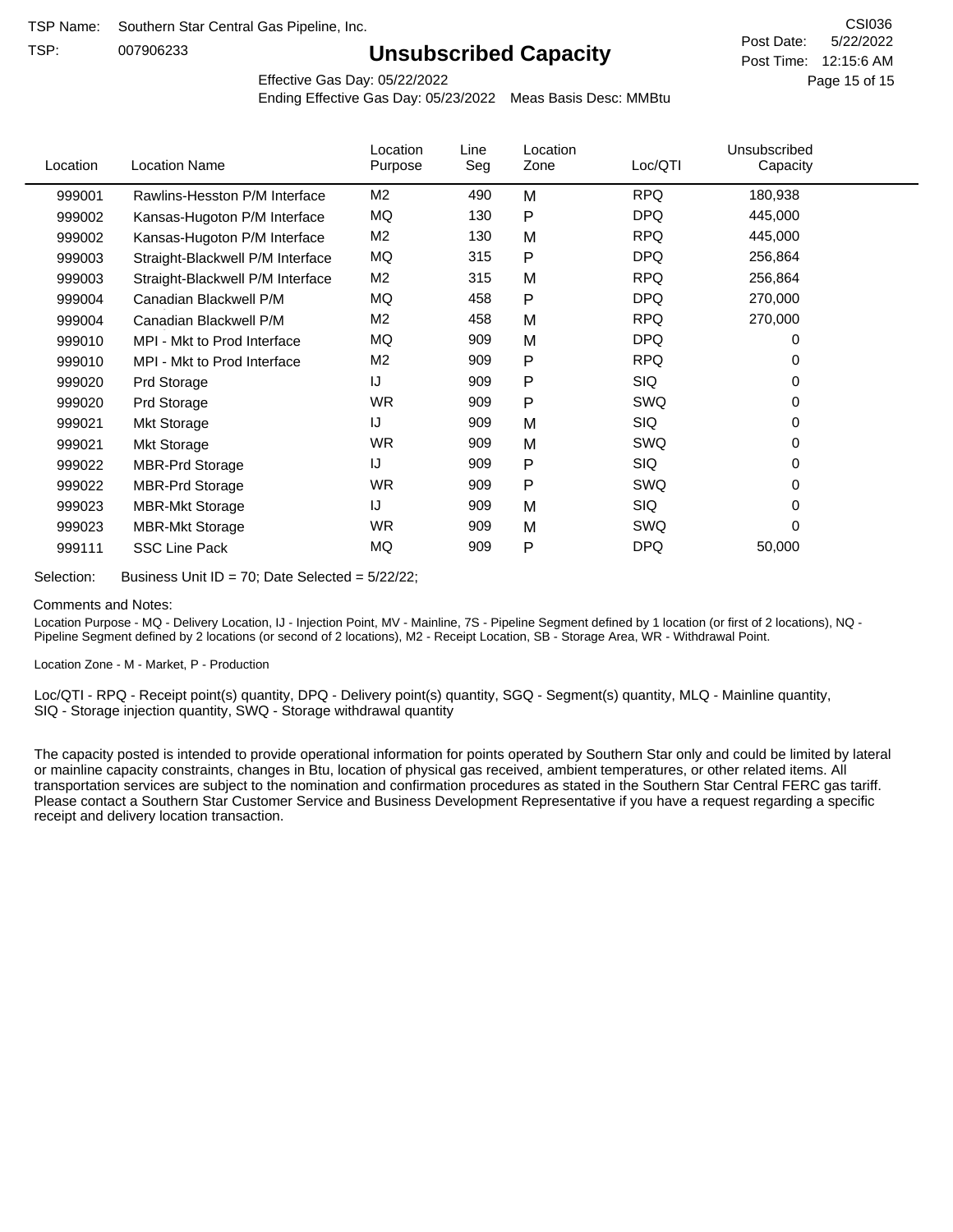TSP Name: Southern Star Central Gas Pipeline, Inc.

TSP: 007906233

# Unsubscribed Capacity

CSI036

Post Date: 5/22/2022

Post Time: 12:15:6 AM

Effective Gas Day: 05/22/2022

Ending Effective Gas Day: 05/23/2022 Meas Basis Desc: MMBtu

| Location | Location Name | Location Purpose | Line Seg | Location Zone | Loc/QTI | Unsubscribed Capacity |
|---|---|---|---|---|---|---|
| 999001 | Rawlins-Hesston P/M Interface | M2 | 490 | M | RPQ | 180,938 |
| 999002 | Kansas-Hugoton P/M Interface | MQ | 130 | P | DPQ | 445,000 |
| 999002 | Kansas-Hugoton P/M Interface | M2 | 130 | M | RPQ | 445,000 |
| 999003 | Straight-Blackwell P/M Interface | MQ | 315 | P | DPQ | 256,864 |
| 999003 | Straight-Blackwell P/M Interface | M2 | 315 | M | RPQ | 256,864 |
| 999004 | Canadian Blackwell P/M | MQ | 458 | P | DPQ | 270,000 |
| 999004 | Canadian Blackwell P/M | M2 | 458 | M | RPQ | 270,000 |
| 999010 | MPI - Mkt to Prod Interface | MQ | 909 | M | DPQ | 0 |
| 999010 | MPI - Mkt to Prod Interface | M2 | 909 | P | RPQ | 0 |
| 999020 | Prd Storage | IJ | 909 | P | SIQ | 0 |
| 999020 | Prd Storage | WR | 909 | P | SWQ | 0 |
| 999021 | Mkt Storage | IJ | 909 | M | SIQ | 0 |
| 999021 | Mkt Storage | WR | 909 | M | SWQ | 0 |
| 999022 | MBR-Prd Storage | IJ | 909 | P | SIQ | 0 |
| 999022 | MBR-Prd Storage | WR | 909 | P | SWQ | 0 |
| 999023 | MBR-Mkt Storage | IJ | 909 | M | SIQ | 0 |
| 999023 | MBR-Mkt Storage | WR | 909 | M | SWQ | 0 |
| 999111 | SSC Line Pack | MQ | 909 | P | DPQ | 50,000 |

Selection: Business Unit ID = 70; Date Selected = 5/22/22;

Comments and Notes:

Location Purpose - MQ - Delivery Location, IJ - Injection Point, MV - Mainline, 7S - Pipeline Segment defined by 1 location (or first of 2 locations), NQ - Pipeline Segment defined by 2 locations (or second of 2 locations), M2 - Receipt Location, SB - Storage Area, WR - Withdrawal Point.

Location Zone - M - Market, P - Production

Loc/QTI - RPQ - Receipt point(s) quantity, DPQ - Delivery point(s) quantity, SGQ - Segment(s) quantity, MLQ - Mainline quantity, SIQ - Storage injection quantity, SWQ - Storage withdrawal quantity

The capacity posted is intended to provide operational information for points operated by Southern Star only and could be limited by lateral or mainline capacity constraints, changes in Btu, location of physical gas received, ambient temperatures, or other related items. All transportation services are subject to the nomination and confirmation procedures as stated in the Southern Star Central FERC gas tariff. Please contact a Southern Star Customer Service and Business Development Representative if you have a request regarding a specific receipt and delivery location transaction.